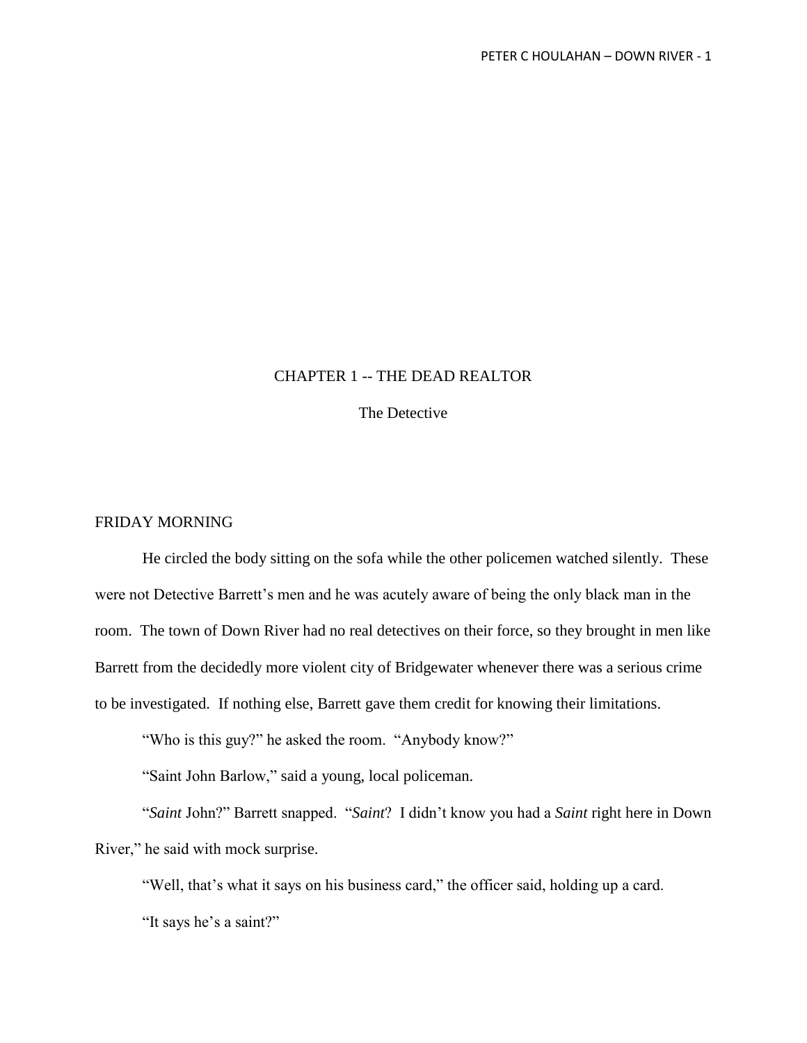# CHAPTER 1 -- THE DEAD REALTOR

## The Detective

FRIDAY MORNING

He circled the body sitting on the sofa while the other policemen watched silently. These were not Detective Barrett's men and he was acutely aware of being the only black man in the room. The town of Down River had no real detectives on their force, so they brought in men like Barrett from the decidedly more violent city of Bridgewater whenever there was a serious crime to be investigated. If nothing else, Barrett gave them credit for knowing their limitations.

"Who is this guy?" he asked the room. "Anybody know?"

"Saint John Barlow," said a young, local policeman.

"*Saint* John?" Barrett snapped. "*Saint*? I didn't know you had a *Saint* right here in Down River," he said with mock surprise.

"Well, that's what it says on his business card," the officer said, holding up a card.

"It says he's a saint?"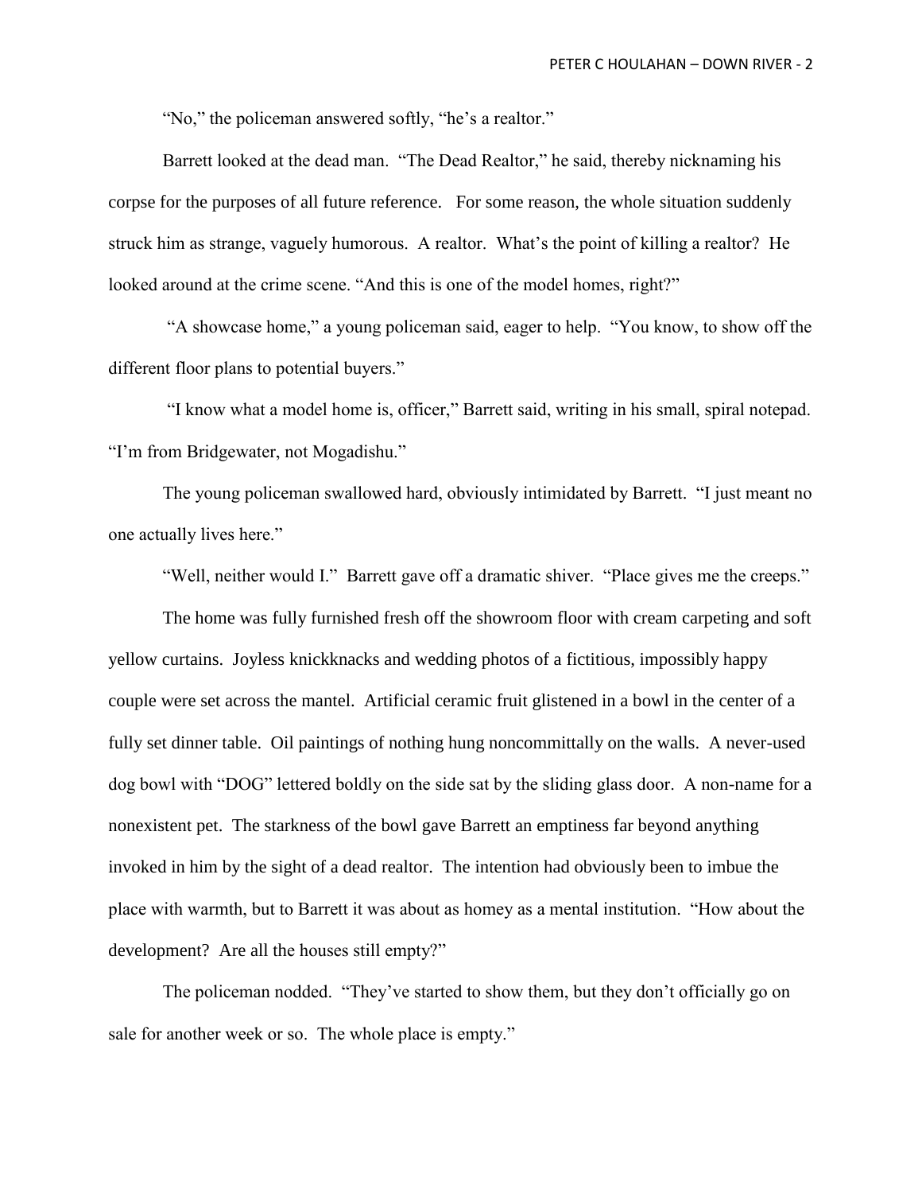"No," the policeman answered softly, "he's a realtor."

Barrett looked at the dead man. "The Dead Realtor," he said, thereby nicknaming his corpse for the purposes of all future reference. For some reason, the whole situation suddenly struck him as strange, vaguely humorous. A realtor. What's the point of killing a realtor? He looked around at the crime scene. "And this is one of the model homes, right?"

"A showcase home," a young policeman said, eager to help. "You know, to show off the different floor plans to potential buyers."

"I know what a model home is, officer," Barrett said, writing in his small, spiral notepad. "I'm from Bridgewater, not Mogadishu."

The young policeman swallowed hard, obviously intimidated by Barrett. "I just meant no one actually lives here."

"Well, neither would I." Barrett gave off a dramatic shiver. "Place gives me the creeps."

The home was fully furnished fresh off the showroom floor with cream carpeting and soft yellow curtains. Joyless knickknacks and wedding photos of a fictitious, impossibly happy couple were set across the mantel. Artificial ceramic fruit glistened in a bowl in the center of a fully set dinner table. Oil paintings of nothing hung noncommittally on the walls. A never-used dog bowl with "DOG" lettered boldly on the side sat by the sliding glass door. A non-name for a nonexistent pet. The starkness of the bowl gave Barrett an emptiness far beyond anything invoked in him by the sight of a dead realtor. The intention had obviously been to imbue the place with warmth, but to Barrett it was about as homey as a mental institution. "How about the development? Are all the houses still empty?"

The policeman nodded. "They've started to show them, but they don't officially go on sale for another week or so. The whole place is empty."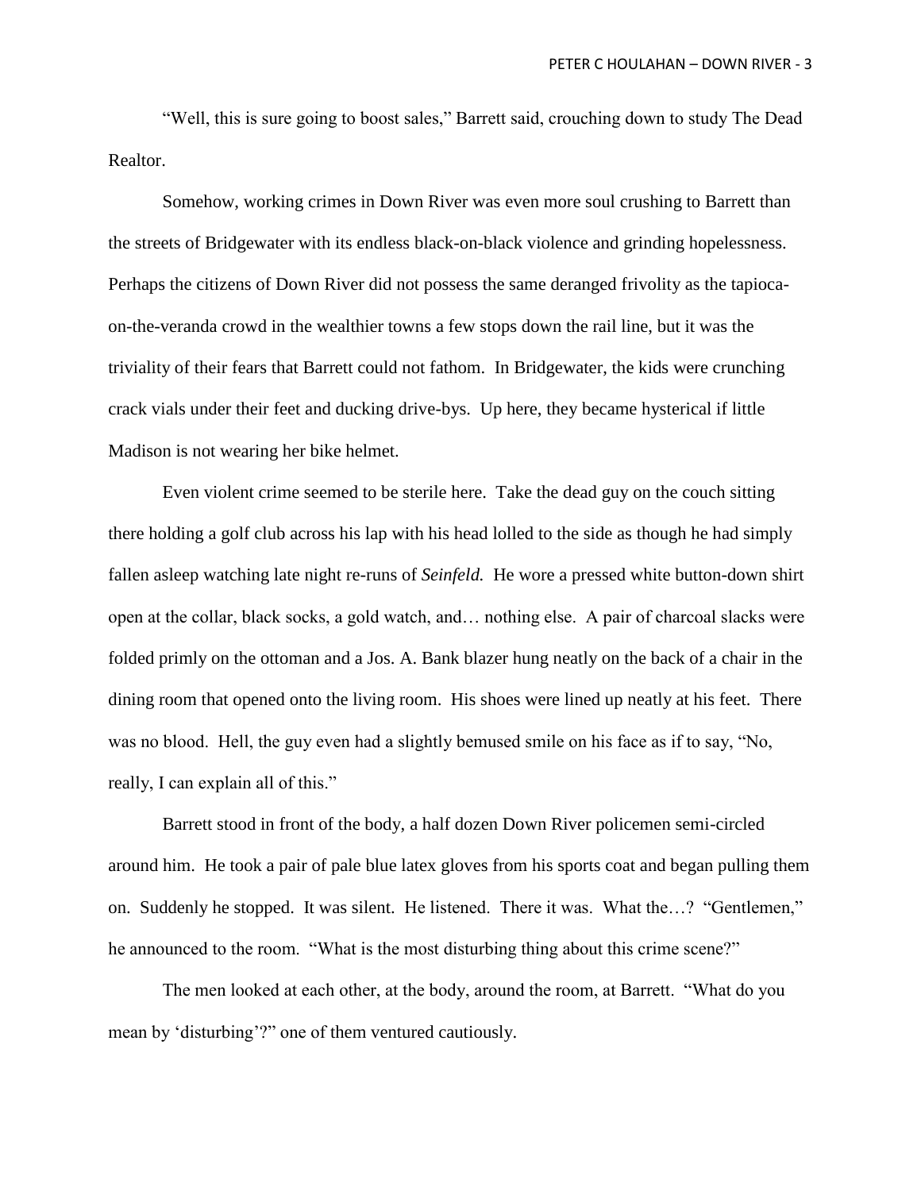"Well, this is sure going to boost sales," Barrett said, crouching down to study The Dead Realtor.

Somehow, working crimes in Down River was even more soul crushing to Barrett than the streets of Bridgewater with its endless black-on-black violence and grinding hopelessness. Perhaps the citizens of Down River did not possess the same deranged frivolity as the tapioca-on-the-veranda crowd in the wealthier towns a few stops down the rail line, but it was the triviality of their fears that Barrett could not fathom. In Bridgewater, the kids were crunching crack vials under their feet and ducking drive-bys. Up here, they became hysterical if little Madison is not wearing her bike helmet.

Even violent crime seemed to be sterile here. Take the dead guy on the couch sitting there holding a golf club across his lap with his head lolled to the side as though he had simply fallen asleep watching late night re-runs of *Seinfeld.* He wore a pressed white button-down shirt open at the collar, black socks, a gold watch, and… nothing else. A pair of charcoal slacks were folded primly on the ottoman and a Jos. A. Bank blazer hung neatly on the back of a chair in the dining room that opened onto the living room. His shoes were lined up neatly at his feet. There was no blood. Hell, the guy even had a slightly bemused smile on his face as if to say, "No, really, I can explain all of this."

Barrett stood in front of the body, a half dozen Down River policemen semi-circled around him. He took a pair of pale blue latex gloves from his sports coat and began pulling them on. Suddenly he stopped. It was silent. He listened. There it was. What the…? "Gentlemen," he announced to the room. "What is the most disturbing thing about this crime scene?"

The men looked at each other, at the body, around the room, at Barrett. "What do you mean by 'disturbing'?" one of them ventured cautiously.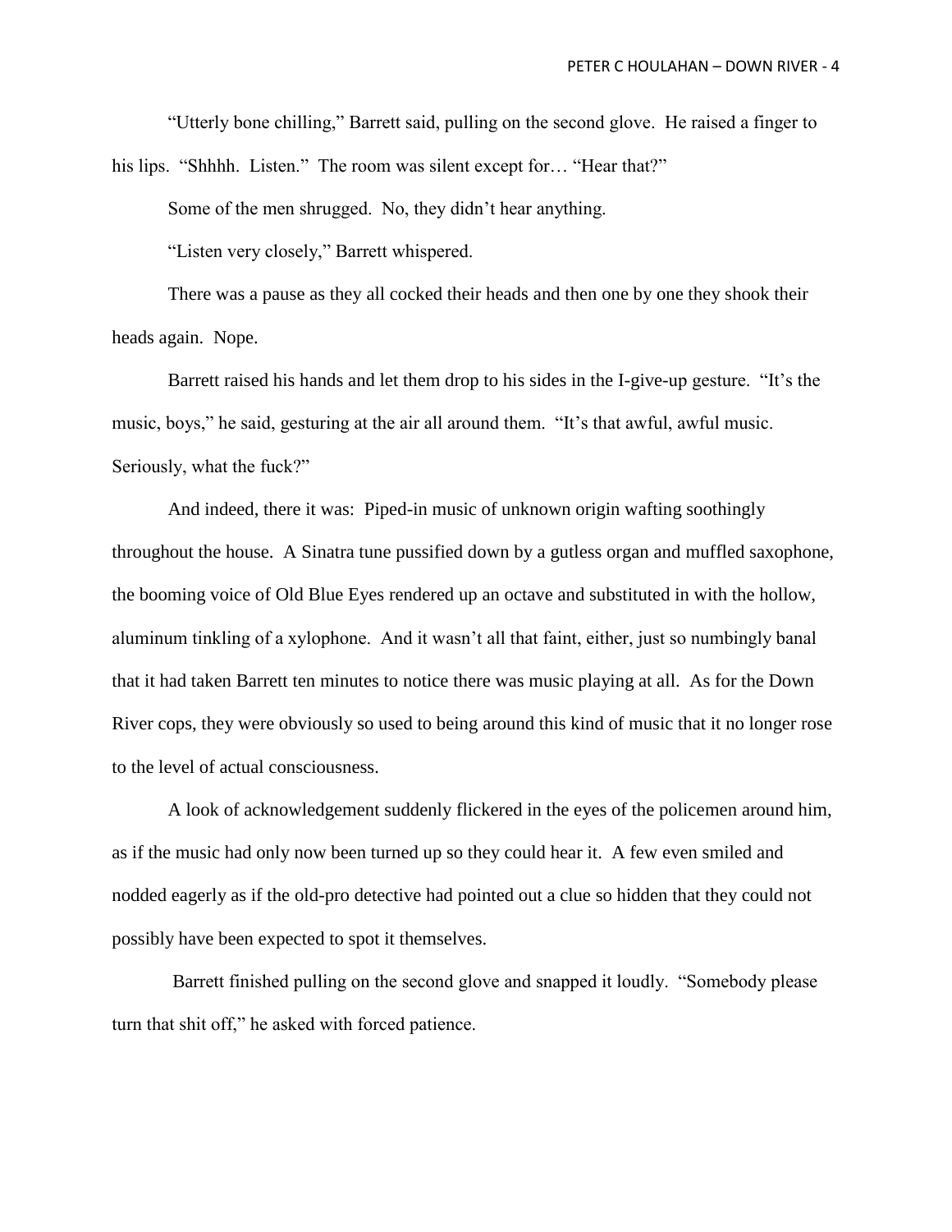"Utterly bone chilling," Barrett said, pulling on the second glove. He raised a finger to his lips. "Shhhh. Listen." The room was silent except for… "Hear that?"

Some of the men shrugged. No, they didn't hear anything.

"Listen very closely," Barrett whispered.

There was a pause as they all cocked their heads and then one by one they shook their heads again. Nope.

Barrett raised his hands and let them drop to his sides in the I-give-up gesture. "It's the music, boys," he said, gesturing at the air all around them. "It's that awful, awful music. Seriously, what the fuck?"

And indeed, there it was: Piped-in music of unknown origin wafting soothingly throughout the house. A Sinatra tune pussified down by a gutless organ and muffled saxophone, the booming voice of Old Blue Eyes rendered up an octave and substituted in with the hollow, aluminum tinkling of a xylophone. And it wasn't all that faint, either, just so numbingly banal that it had taken Barrett ten minutes to notice there was music playing at all. As for the Down River cops, they were obviously so used to being around this kind of music that it no longer rose to the level of actual consciousness.

A look of acknowledgement suddenly flickered in the eyes of the policemen around him, as if the music had only now been turned up so they could hear it. A few even smiled and nodded eagerly as if the old-pro detective had pointed out a clue so hidden that they could not possibly have been expected to spot it themselves.

Barrett finished pulling on the second glove and snapped it loudly. "Somebody please turn that shit off," he asked with forced patience.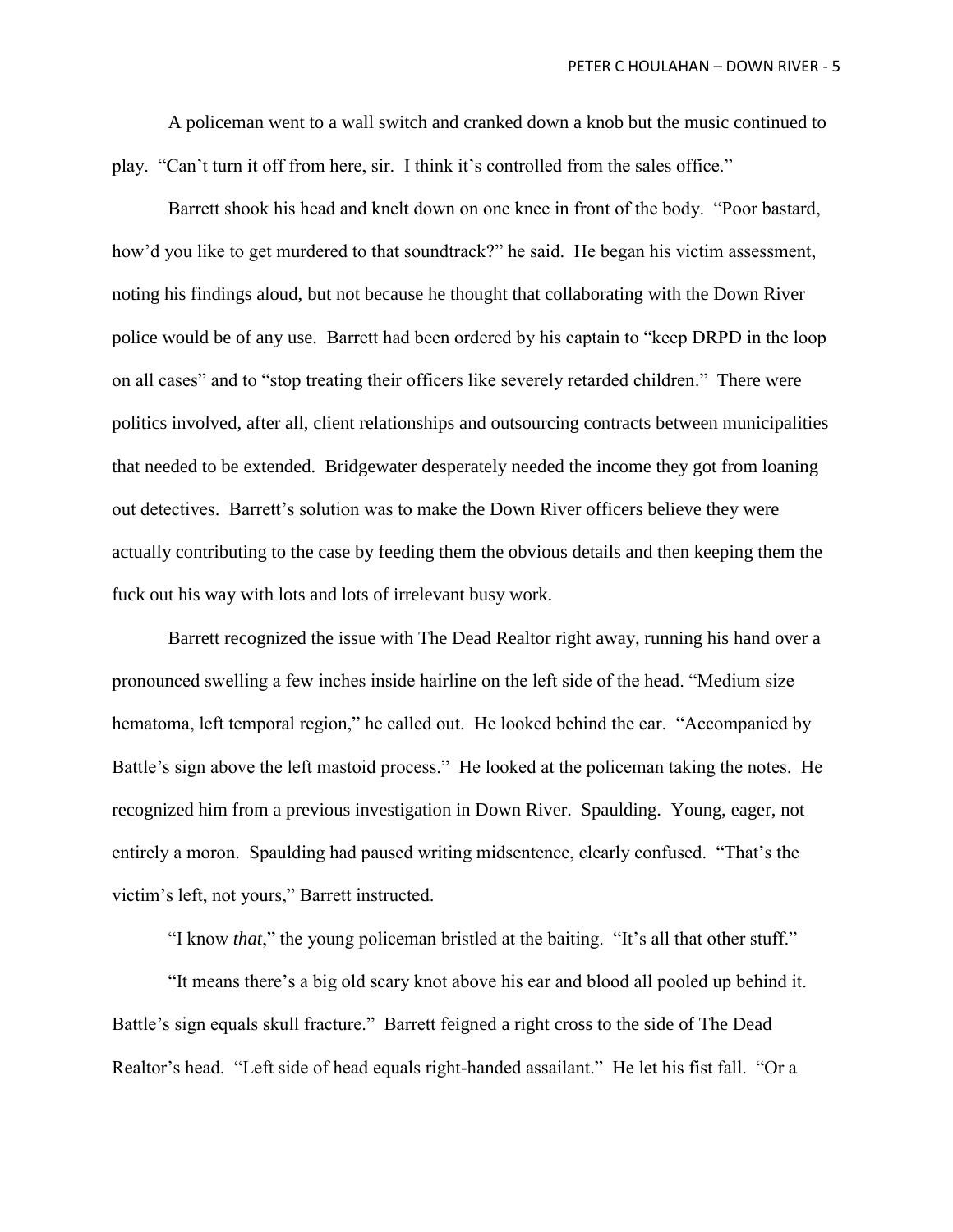A policeman went to a wall switch and cranked down a knob but the music continued to play. "Can't turn it off from here, sir. I think it's controlled from the sales office."

Barrett shook his head and knelt down on one knee in front of the body. "Poor bastard, how'd you like to get murdered to that soundtrack?" he said. He began his victim assessment, noting his findings aloud, but not because he thought that collaborating with the Down River police would be of any use. Barrett had been ordered by his captain to "keep DRPD in the loop on all cases" and to "stop treating their officers like severely retarded children." There were politics involved, after all, client relationships and outsourcing contracts between municipalities that needed to be extended. Bridgewater desperately needed the income they got from loaning out detectives. Barrett's solution was to make the Down River officers believe they were actually contributing to the case by feeding them the obvious details and then keeping them the fuck out his way with lots and lots of irrelevant busy work.

Barrett recognized the issue with The Dead Realtor right away, running his hand over a pronounced swelling a few inches inside hairline on the left side of the head. "Medium size hematoma, left temporal region," he called out. He looked behind the ear. "Accompanied by Battle's sign above the left mastoid process." He looked at the policeman taking the notes. He recognized him from a previous investigation in Down River. Spaulding. Young, eager, not entirely a moron. Spaulding had paused writing midsentence, clearly confused. "That's the victim's left, not yours," Barrett instructed.

"I know *that*," the young policeman bristled at the baiting. "It's all that other stuff."

"It means there's a big old scary knot above his ear and blood all pooled up behind it. Battle's sign equals skull fracture." Barrett feigned a right cross to the side of The Dead Realtor's head. "Left side of head equals right-handed assailant." He let his fist fall. "Or a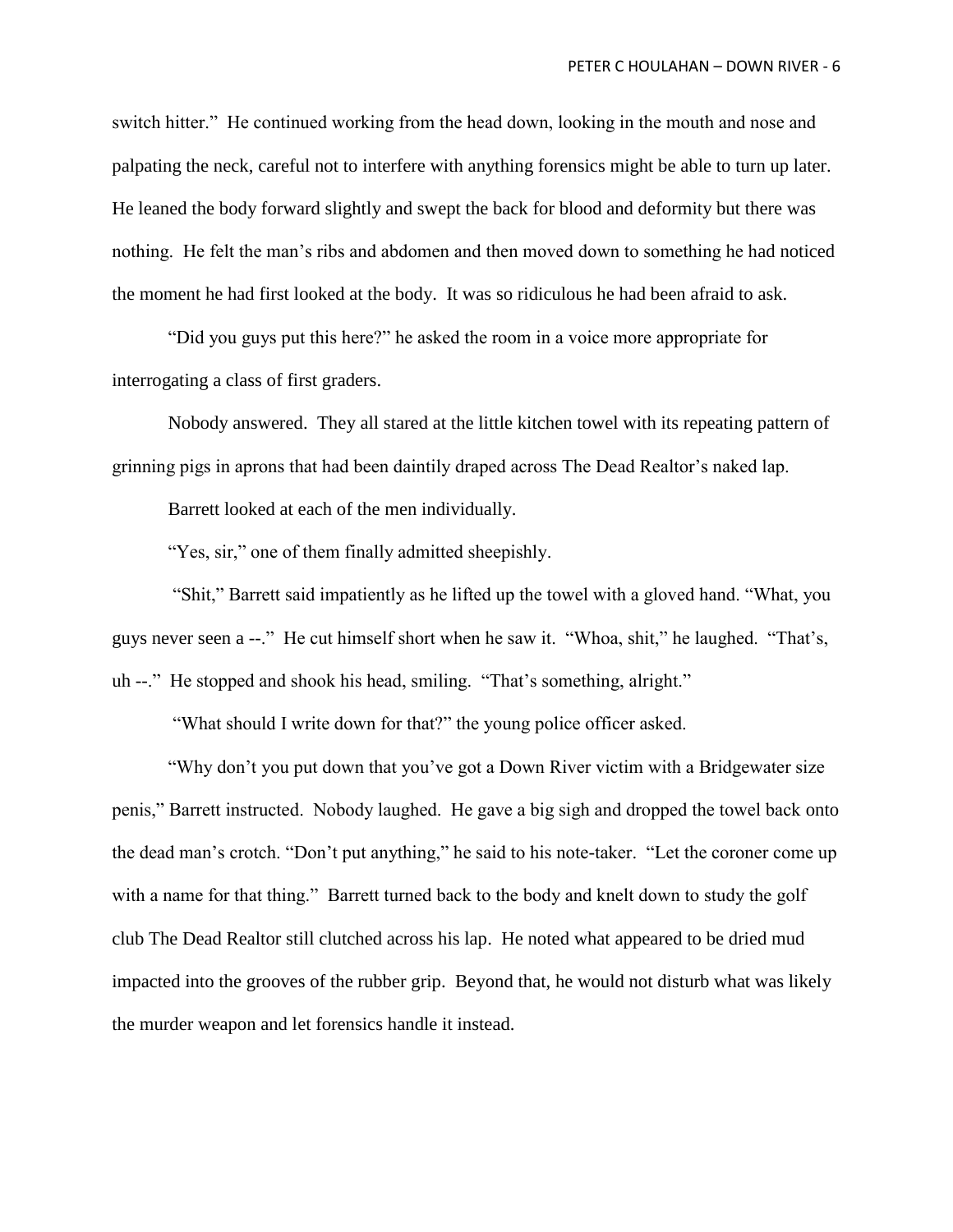switch hitter." He continued working from the head down, looking in the mouth and nose and palpating the neck, careful not to interfere with anything forensics might be able to turn up later. He leaned the body forward slightly and swept the back for blood and deformity but there was nothing. He felt the man's ribs and abdomen and then moved down to something he had noticed the moment he had first looked at the body. It was so ridiculous he had been afraid to ask.

"Did you guys put this here?" he asked the room in a voice more appropriate for interrogating a class of first graders.

Nobody answered. They all stared at the little kitchen towel with its repeating pattern of grinning pigs in aprons that had been daintily draped across The Dead Realtor's naked lap.

Barrett looked at each of the men individually.

"Yes, sir," one of them finally admitted sheepishly.

"Shit," Barrett said impatiently as he lifted up the towel with a gloved hand. "What, you guys never seen a --." He cut himself short when he saw it. "Whoa, shit," he laughed. "That's, uh --." He stopped and shook his head, smiling. "That's something, alright."

"What should I write down for that?" the young police officer asked.

"Why don't you put down that you've got a Down River victim with a Bridgewater size penis," Barrett instructed. Nobody laughed. He gave a big sigh and dropped the towel back onto the dead man's crotch. "Don't put anything," he said to his note-taker. "Let the coroner come up with a name for that thing." Barrett turned back to the body and knelt down to study the golf club The Dead Realtor still clutched across his lap. He noted what appeared to be dried mud impacted into the grooves of the rubber grip. Beyond that, he would not disturb what was likely the murder weapon and let forensics handle it instead.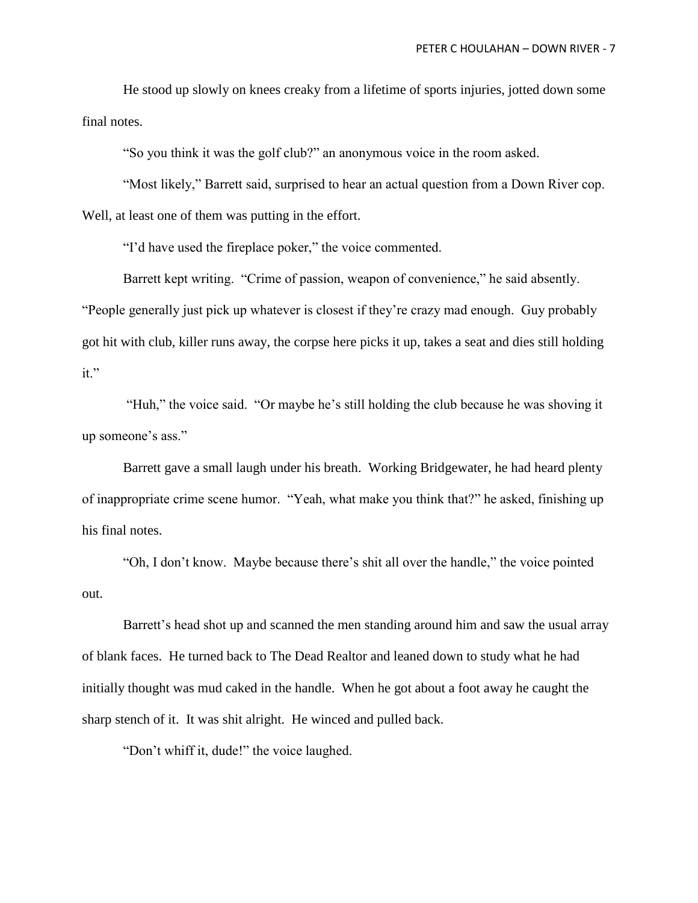He stood up slowly on knees creaky from a lifetime of sports injuries, jotted down some final notes.

"So you think it was the golf club?" an anonymous voice in the room asked.

"Most likely," Barrett said, surprised to hear an actual question from a Down River cop. Well, at least one of them was putting in the effort.

"I'd have used the fireplace poker," the voice commented.

Barrett kept writing. "Crime of passion, weapon of convenience," he said absently. "People generally just pick up whatever is closest if they're crazy mad enough. Guy probably got hit with club, killer runs away, the corpse here picks it up, takes a seat and dies still holding it."

"Huh," the voice said. "Or maybe he's still holding the club because he was shoving it up someone's ass."

Barrett gave a small laugh under his breath. Working Bridgewater, he had heard plenty of inappropriate crime scene humor. "Yeah, what make you think that?" he asked, finishing up his final notes.

"Oh, I don't know. Maybe because there's shit all over the handle," the voice pointed out.

Barrett's head shot up and scanned the men standing around him and saw the usual array of blank faces. He turned back to The Dead Realtor and leaned down to study what he had initially thought was mud caked in the handle. When he got about a foot away he caught the sharp stench of it. It was shit alright. He winced and pulled back.

"Don't whiff it, dude!" the voice laughed.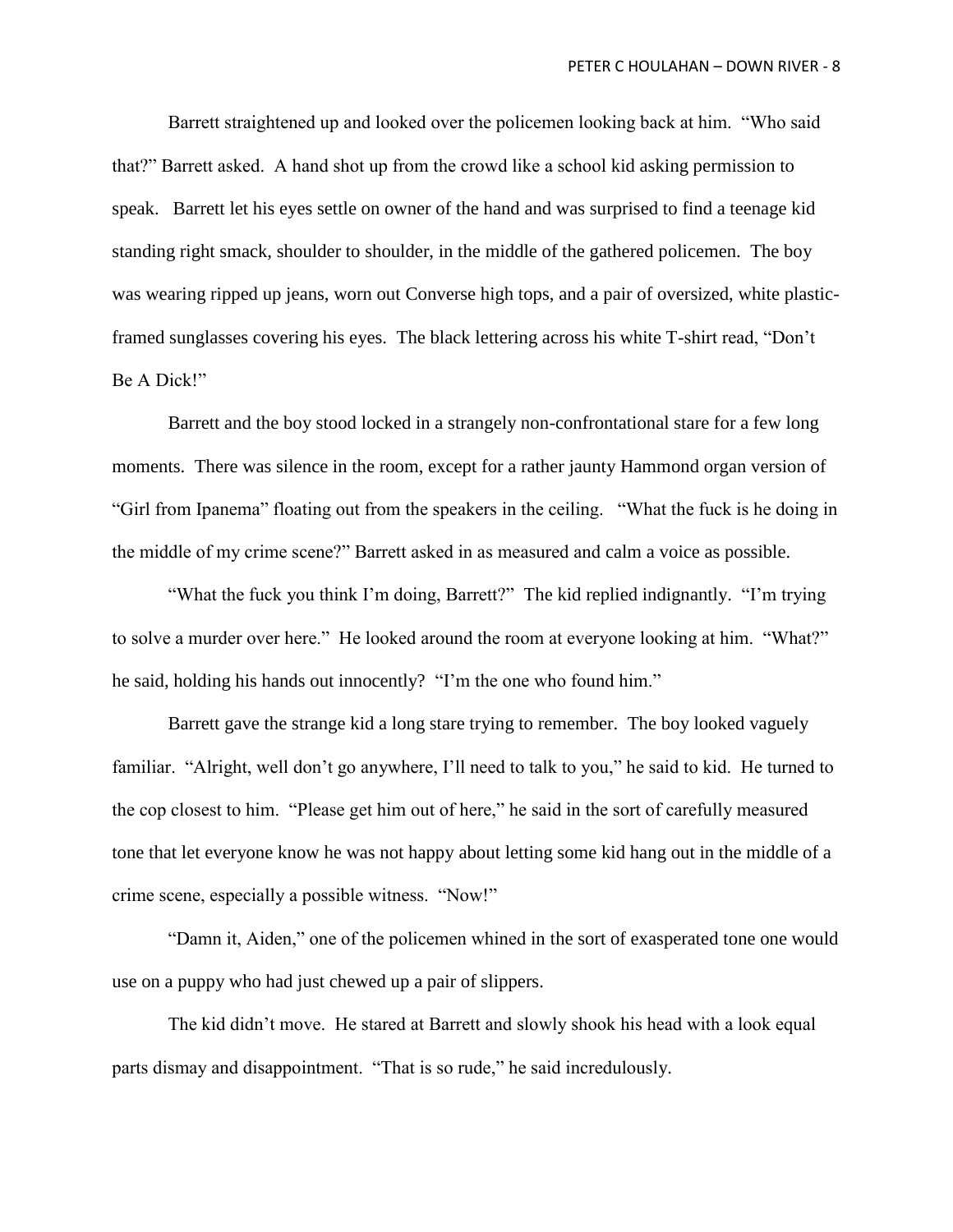Barrett straightened up and looked over the policemen looking back at him. "Who said that?" Barrett asked. A hand shot up from the crowd like a school kid asking permission to speak. Barrett let his eyes settle on owner of the hand and was surprised to find a teenage kid standing right smack, shoulder to shoulder, in the middle of the gathered policemen. The boy was wearing ripped up jeans, worn out Converse high tops, and a pair of oversized, white plastic-framed sunglasses covering his eyes. The black lettering across his white T-shirt read, "Don't Be A Dick!"

Barrett and the boy stood locked in a strangely non-confrontational stare for a few long moments. There was silence in the room, except for a rather jaunty Hammond organ version of "Girl from Ipanema" floating out from the speakers in the ceiling. "What the fuck is he doing in the middle of my crime scene?" Barrett asked in as measured and calm a voice as possible.

"What the fuck you think I'm doing, Barrett?" The kid replied indignantly. "I'm trying to solve a murder over here." He looked around the room at everyone looking at him. "What?" he said, holding his hands out innocently? "I'm the one who found him."

Barrett gave the strange kid a long stare trying to remember. The boy looked vaguely familiar. "Alright, well don't go anywhere, I'll need to talk to you," he said to kid. He turned to the cop closest to him. "Please get him out of here," he said in the sort of carefully measured tone that let everyone know he was not happy about letting some kid hang out in the middle of a crime scene, especially a possible witness. "Now!"

"Damn it, Aiden," one of the policemen whined in the sort of exasperated tone one would use on a puppy who had just chewed up a pair of slippers.

The kid didn't move. He stared at Barrett and slowly shook his head with a look equal parts dismay and disappointment. "That is so rude," he said incredulously.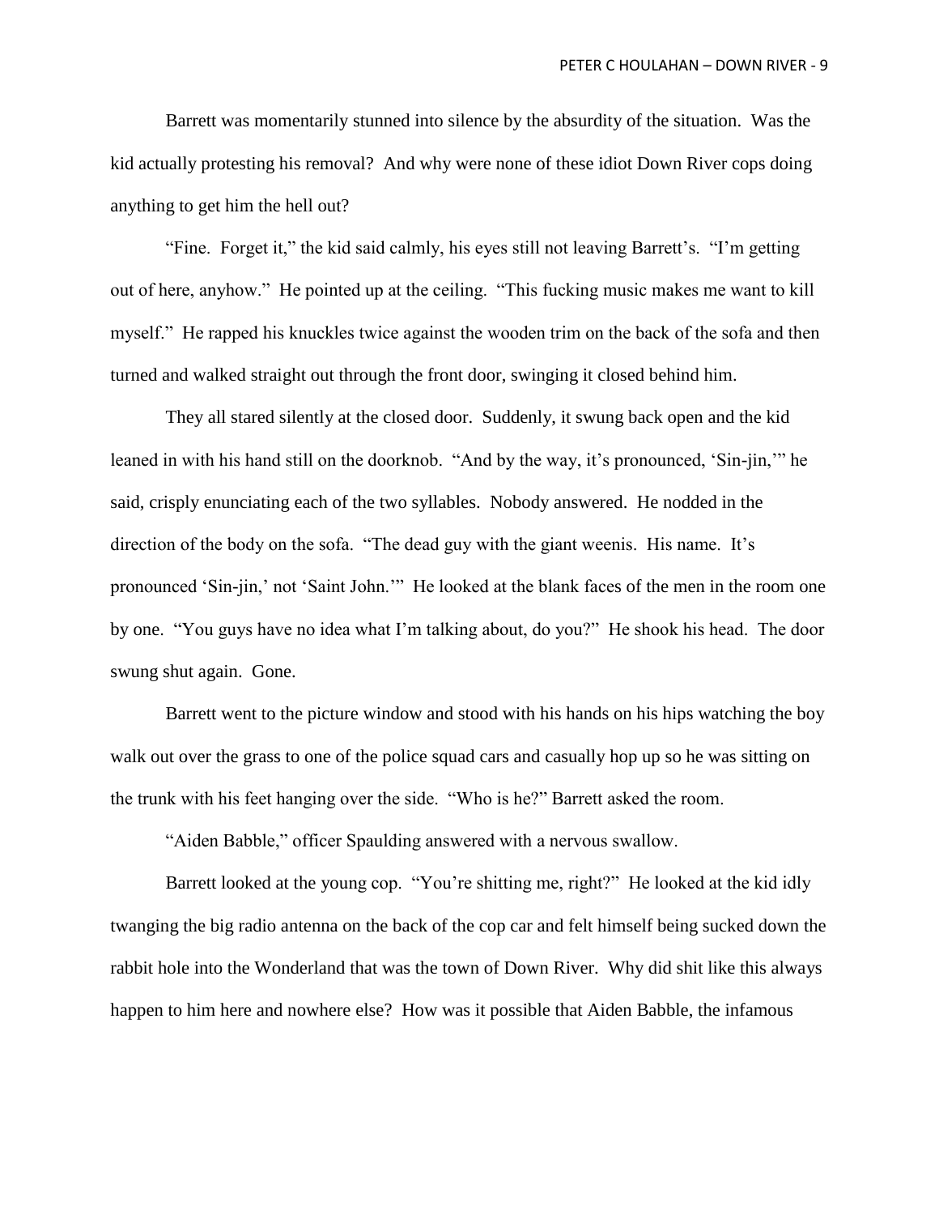Barrett was momentarily stunned into silence by the absurdity of the situation. Was the kid actually protesting his removal? And why were none of these idiot Down River cops doing anything to get him the hell out?

"Fine. Forget it," the kid said calmly, his eyes still not leaving Barrett's. "I'm getting out of here, anyhow." He pointed up at the ceiling. "This fucking music makes me want to kill myself." He rapped his knuckles twice against the wooden trim on the back of the sofa and then turned and walked straight out through the front door, swinging it closed behind him.

They all stared silently at the closed door. Suddenly, it swung back open and the kid leaned in with his hand still on the doorknob. "And by the way, it's pronounced, 'Sin-jin,'" he said, crisply enunciating each of the two syllables. Nobody answered. He nodded in the direction of the body on the sofa. "The dead guy with the giant weenis. His name. It's pronounced 'Sin-jin,' not 'Saint John.'" He looked at the blank faces of the men in the room one by one. "You guys have no idea what I'm talking about, do you?" He shook his head. The door swung shut again. Gone.

Barrett went to the picture window and stood with his hands on his hips watching the boy walk out over the grass to one of the police squad cars and casually hop up so he was sitting on the trunk with his feet hanging over the side. "Who is he?" Barrett asked the room.

"Aiden Babble," officer Spaulding answered with a nervous swallow.

Barrett looked at the young cop. "You're shitting me, right?" He looked at the kid idly twanging the big radio antenna on the back of the cop car and felt himself being sucked down the rabbit hole into the Wonderland that was the town of Down River. Why did shit like this always happen to him here and nowhere else? How was it possible that Aiden Babble, the infamous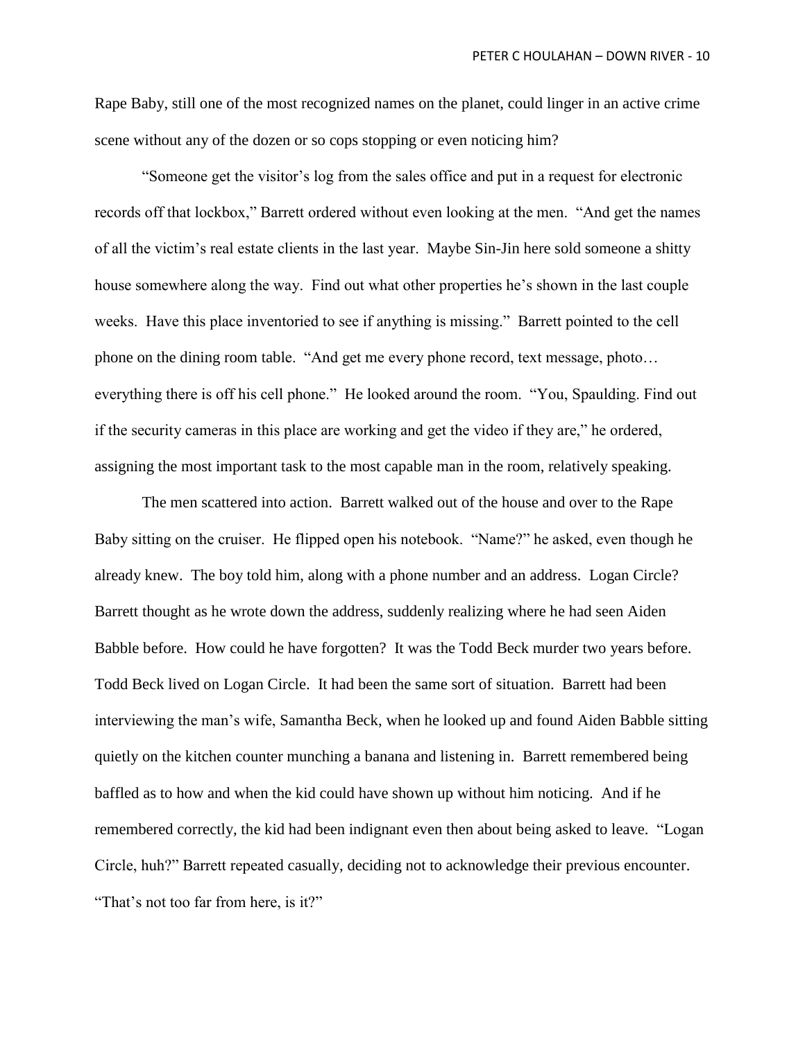Rape Baby, still one of the most recognized names on the planet, could linger in an active crime scene without any of the dozen or so cops stopping or even noticing him?

"Someone get the visitor's log from the sales office and put in a request for electronic records off that lockbox," Barrett ordered without even looking at the men. "And get the names of all the victim's real estate clients in the last year. Maybe Sin-Jin here sold someone a shitty house somewhere along the way. Find out what other properties he's shown in the last couple weeks. Have this place inventoried to see if anything is missing." Barrett pointed to the cell phone on the dining room table. "And get me every phone record, text message, photo… everything there is off his cell phone." He looked around the room. "You, Spaulding. Find out if the security cameras in this place are working and get the video if they are," he ordered, assigning the most important task to the most capable man in the room, relatively speaking.

The men scattered into action. Barrett walked out of the house and over to the Rape Baby sitting on the cruiser. He flipped open his notebook. "Name?" he asked, even though he already knew. The boy told him, along with a phone number and an address. Logan Circle? Barrett thought as he wrote down the address, suddenly realizing where he had seen Aiden Babble before. How could he have forgotten? It was the Todd Beck murder two years before. Todd Beck lived on Logan Circle. It had been the same sort of situation. Barrett had been interviewing the man's wife, Samantha Beck, when he looked up and found Aiden Babble sitting quietly on the kitchen counter munching a banana and listening in. Barrett remembered being baffled as to how and when the kid could have shown up without him noticing. And if he remembered correctly, the kid had been indignant even then about being asked to leave. "Logan Circle, huh?" Barrett repeated casually, deciding not to acknowledge their previous encounter. "That's not too far from here, is it?"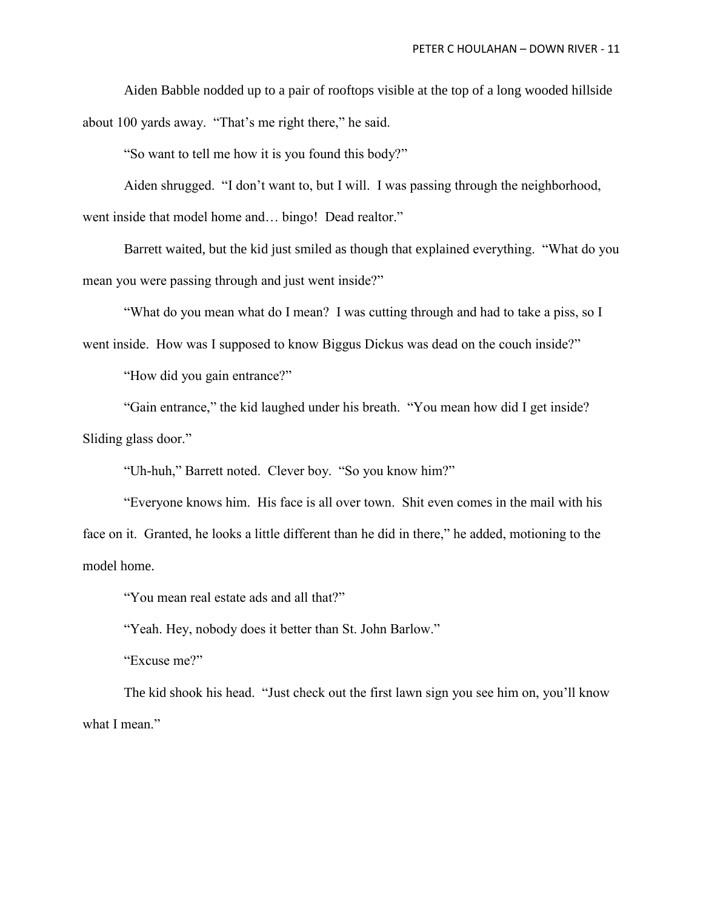Aiden Babble nodded up to a pair of rooftops visible at the top of a long wooded hillside about 100 yards away. "That's me right there," he said.

"So want to tell me how it is you found this body?"

Aiden shrugged. "I don't want to, but I will. I was passing through the neighborhood, went inside that model home and… bingo! Dead realtor."

Barrett waited, but the kid just smiled as though that explained everything. "What do you mean you were passing through and just went inside?"

"What do you mean what do I mean? I was cutting through and had to take a piss, so I went inside. How was I supposed to know Biggus Dickus was dead on the couch inside?"

"How did you gain entrance?"

"Gain entrance," the kid laughed under his breath. "You mean how did I get inside? Sliding glass door."

"Uh-huh," Barrett noted. Clever boy. "So you know him?"

"Everyone knows him. His face is all over town. Shit even comes in the mail with his face on it. Granted, he looks a little different than he did in there," he added, motioning to the model home.

"You mean real estate ads and all that?"

"Yeah. Hey, nobody does it better than St. John Barlow."

"Excuse me?"

The kid shook his head. "Just check out the first lawn sign you see him on, you'll know what I mean."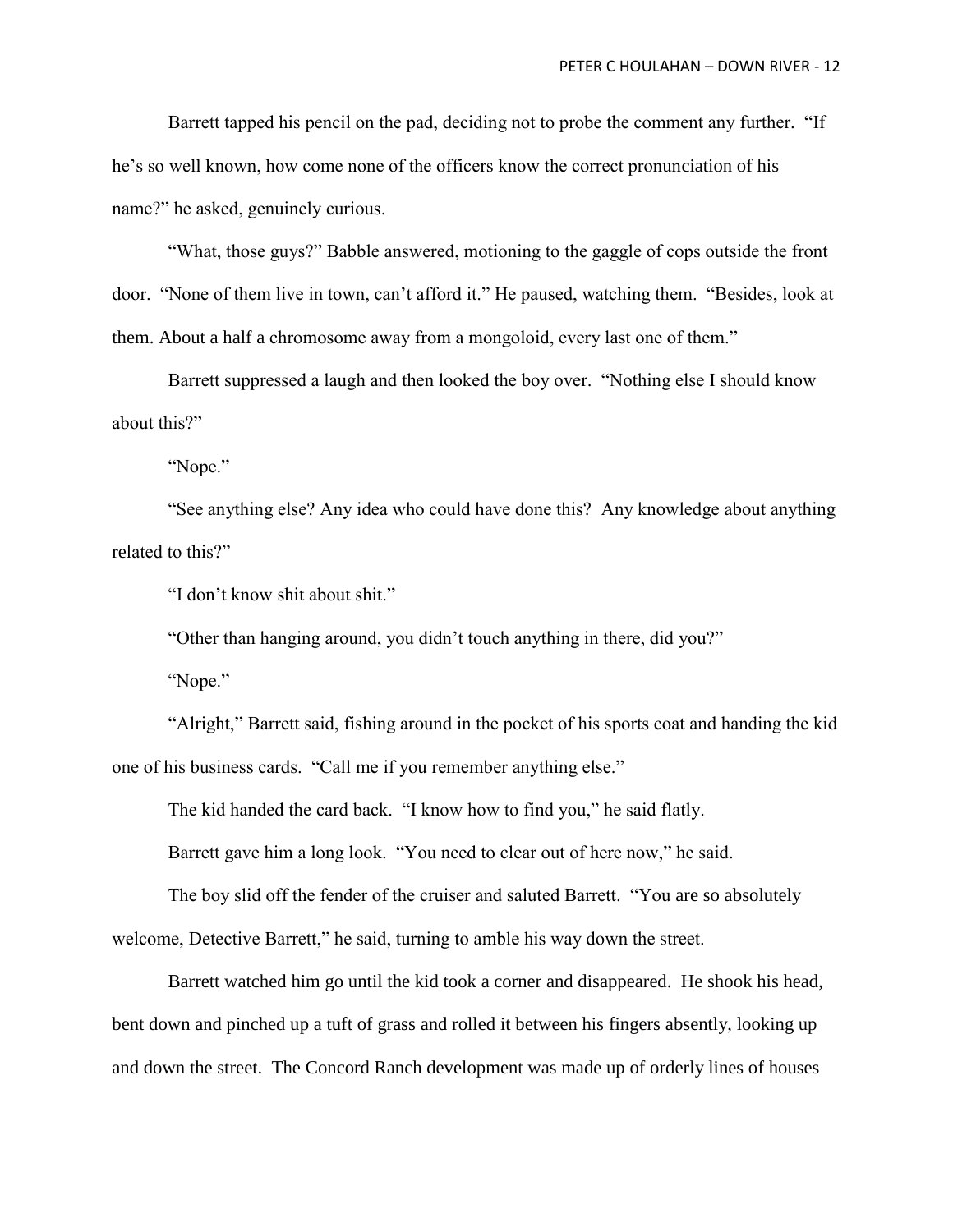Barrett tapped his pencil on the pad, deciding not to probe the comment any further. "If he's so well known, how come none of the officers know the correct pronunciation of his name?" he asked, genuinely curious.

"What, those guys?" Babble answered, motioning to the gaggle of cops outside the front door. "None of them live in town, can't afford it." He paused, watching them. "Besides, look at them. About a half a chromosome away from a mongoloid, every last one of them."

Barrett suppressed a laugh and then looked the boy over. "Nothing else I should know about this?"

"Nope."

"See anything else? Any idea who could have done this? Any knowledge about anything related to this?"

"I don't know shit about shit."

"Other than hanging around, you didn't touch anything in there, did you?"

"Nope."

"Alright," Barrett said, fishing around in the pocket of his sports coat and handing the kid one of his business cards. "Call me if you remember anything else."

The kid handed the card back. "I know how to find you," he said flatly.

Barrett gave him a long look. "You need to clear out of here now," he said.

The boy slid off the fender of the cruiser and saluted Barrett. "You are so absolutely welcome, Detective Barrett," he said, turning to amble his way down the street.

Barrett watched him go until the kid took a corner and disappeared. He shook his head, bent down and pinched up a tuft of grass and rolled it between his fingers absently, looking up and down the street. The Concord Ranch development was made up of orderly lines of houses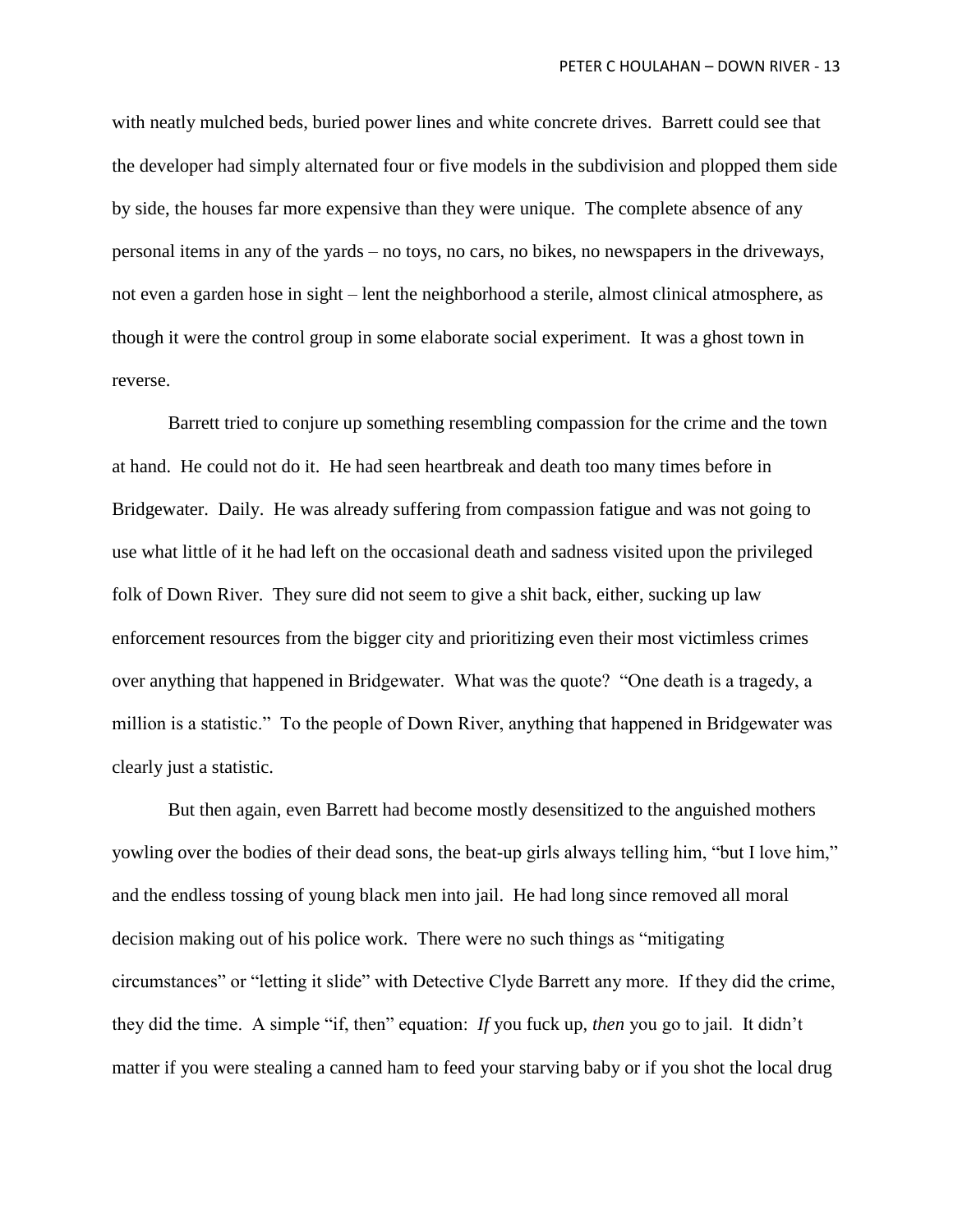with neatly mulched beds, buried power lines and white concrete drives. Barrett could see that the developer had simply alternated four or five models in the subdivision and plopped them side by side, the houses far more expensive than they were unique. The complete absence of any personal items in any of the yards – no toys, no cars, no bikes, no newspapers in the driveways, not even a garden hose in sight – lent the neighborhood a sterile, almost clinical atmosphere, as though it were the control group in some elaborate social experiment. It was a ghost town in reverse.

Barrett tried to conjure up something resembling compassion for the crime and the town at hand. He could not do it. He had seen heartbreak and death too many times before in Bridgewater. Daily. He was already suffering from compassion fatigue and was not going to use what little of it he had left on the occasional death and sadness visited upon the privileged folk of Down River. They sure did not seem to give a shit back, either, sucking up law enforcement resources from the bigger city and prioritizing even their most victimless crimes over anything that happened in Bridgewater. What was the quote? "One death is a tragedy, a million is a statistic." To the people of Down River, anything that happened in Bridgewater was clearly just a statistic.

But then again, even Barrett had become mostly desensitized to the anguished mothers yowling over the bodies of their dead sons, the beat-up girls always telling him, "but I love him," and the endless tossing of young black men into jail. He had long since removed all moral decision making out of his police work. There were no such things as "mitigating circumstances" or "letting it slide" with Detective Clyde Barrett any more. If they did the crime, they did the time. A simple "if, then" equation: *If* you fuck up, *then* you go to jail. It didn't matter if you were stealing a canned ham to feed your starving baby or if you shot the local drug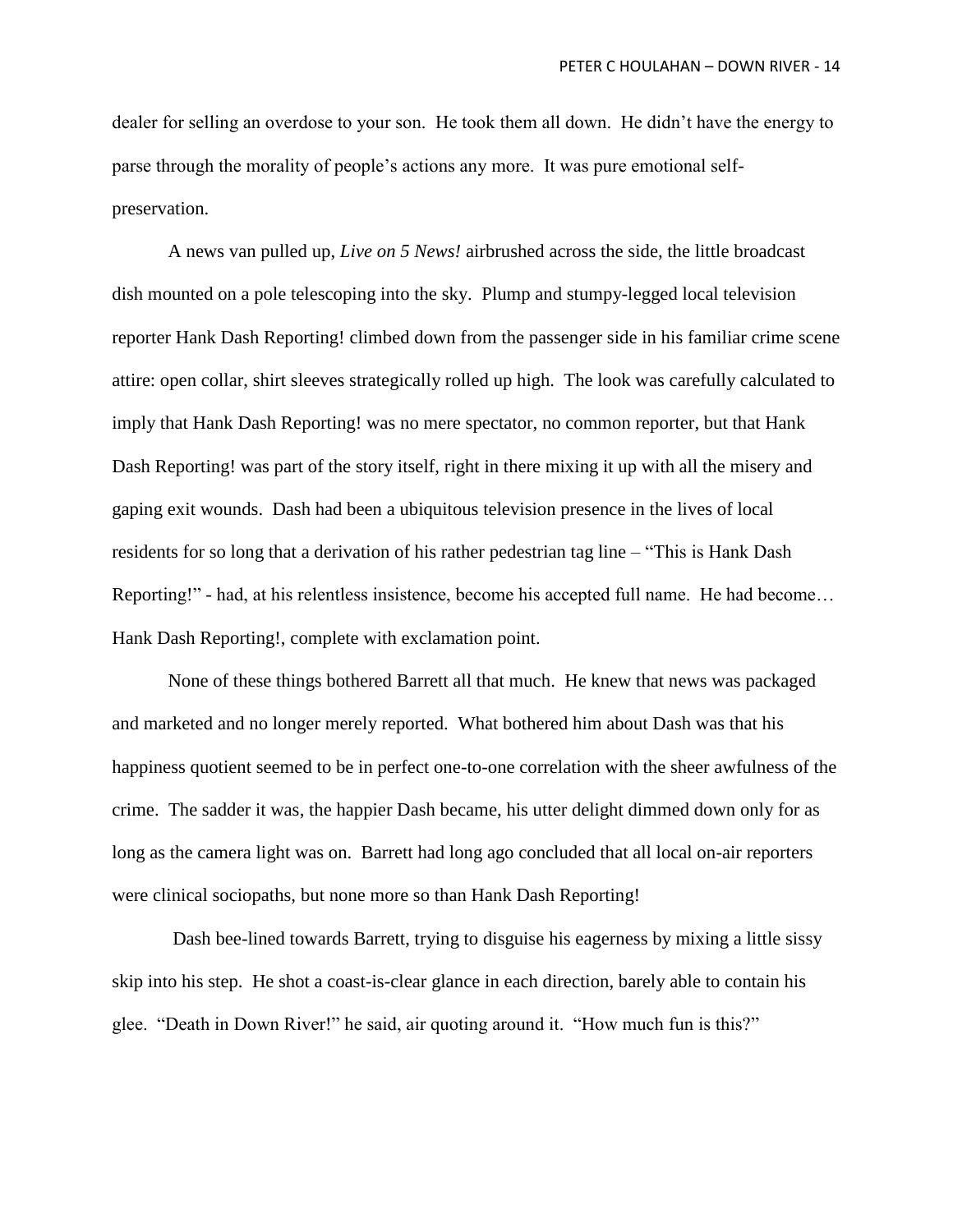dealer for selling an overdose to your son. He took them all down. He didn't have the energy to parse through the morality of people's actions any more. It was pure emotional self-preservation.

A news van pulled up, *Live on 5 News!* airbrushed across the side, the little broadcast dish mounted on a pole telescoping into the sky. Plump and stumpy-legged local television reporter Hank Dash Reporting! climbed down from the passenger side in his familiar crime scene attire: open collar, shirt sleeves strategically rolled up high. The look was carefully calculated to imply that Hank Dash Reporting! was no mere spectator, no common reporter, but that Hank Dash Reporting! was part of the story itself, right in there mixing it up with all the misery and gaping exit wounds. Dash had been a ubiquitous television presence in the lives of local residents for so long that a derivation of his rather pedestrian tag line – "This is Hank Dash Reporting!" - had, at his relentless insistence, become his accepted full name. He had become… Hank Dash Reporting!, complete with exclamation point.

None of these things bothered Barrett all that much. He knew that news was packaged and marketed and no longer merely reported. What bothered him about Dash was that his happiness quotient seemed to be in perfect one-to-one correlation with the sheer awfulness of the crime. The sadder it was, the happier Dash became, his utter delight dimmed down only for as long as the camera light was on. Barrett had long ago concluded that all local on-air reporters were clinical sociopaths, but none more so than Hank Dash Reporting!

Dash bee-lined towards Barrett, trying to disguise his eagerness by mixing a little sissy skip into his step. He shot a coast-is-clear glance in each direction, barely able to contain his glee. "Death in Down River!" he said, air quoting around it. "How much fun is this?"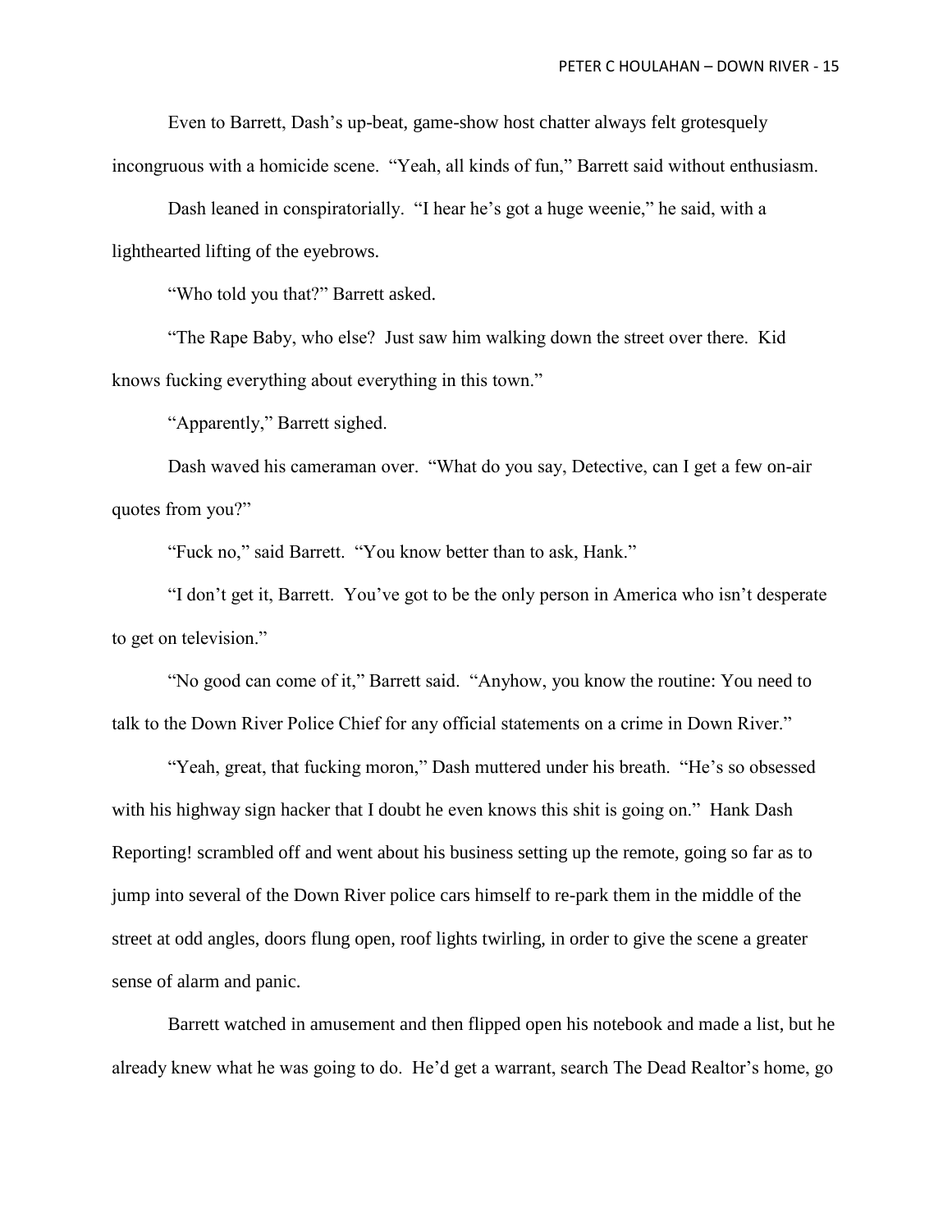Even to Barrett, Dash's up-beat, game-show host chatter always felt grotesquely incongruous with a homicide scene. "Yeah, all kinds of fun," Barrett said without enthusiasm.

Dash leaned in conspiratorially. "I hear he's got a huge weenie," he said, with a lighthearted lifting of the eyebrows.

"Who told you that?" Barrett asked.

"The Rape Baby, who else? Just saw him walking down the street over there. Kid knows fucking everything about everything in this town."

"Apparently," Barrett sighed.

Dash waved his cameraman over. "What do you say, Detective, can I get a few on-air quotes from you?"

"Fuck no," said Barrett. "You know better than to ask, Hank."

"I don't get it, Barrett. You've got to be the only person in America who isn't desperate to get on television."

"No good can come of it," Barrett said. "Anyhow, you know the routine: You need to talk to the Down River Police Chief for any official statements on a crime in Down River."

"Yeah, great, that fucking moron," Dash muttered under his breath. "He's so obsessed with his highway sign hacker that I doubt he even knows this shit is going on." Hank Dash Reporting! scrambled off and went about his business setting up the remote, going so far as to jump into several of the Down River police cars himself to re-park them in the middle of the street at odd angles, doors flung open, roof lights twirling, in order to give the scene a greater sense of alarm and panic.

Barrett watched in amusement and then flipped open his notebook and made a list, but he already knew what he was going to do. He'd get a warrant, search The Dead Realtor's home, go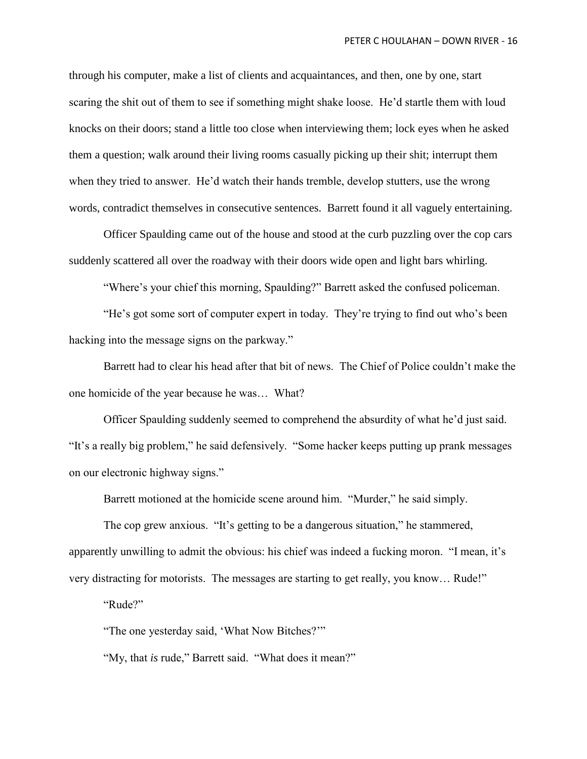through his computer, make a list of clients and acquaintances, and then, one by one, start scaring the shit out of them to see if something might shake loose. He'd startle them with loud knocks on their doors; stand a little too close when interviewing them; lock eyes when he asked them a question; walk around their living rooms casually picking up their shit; interrupt them when they tried to answer. He'd watch their hands tremble, develop stutters, use the wrong words, contradict themselves in consecutive sentences. Barrett found it all vaguely entertaining.

Officer Spaulding came out of the house and stood at the curb puzzling over the cop cars suddenly scattered all over the roadway with their doors wide open and light bars whirling.

"Where's your chief this morning, Spaulding?" Barrett asked the confused policeman.

"He's got some sort of computer expert in today. They're trying to find out who's been hacking into the message signs on the parkway."

Barrett had to clear his head after that bit of news. The Chief of Police couldn't make the one homicide of the year because he was… What?

Officer Spaulding suddenly seemed to comprehend the absurdity of what he'd just said. "It's a really big problem," he said defensively. "Some hacker keeps putting up prank messages on our electronic highway signs."

Barrett motioned at the homicide scene around him. "Murder," he said simply.

The cop grew anxious. "It's getting to be a dangerous situation," he stammered, apparently unwilling to admit the obvious: his chief was indeed a fucking moron. "I mean, it's very distracting for motorists. The messages are starting to get really, you know… Rude!"

"Rude?"

"The one yesterday said, 'What Now Bitches?'"

"My, that *is* rude," Barrett said. "What does it mean?"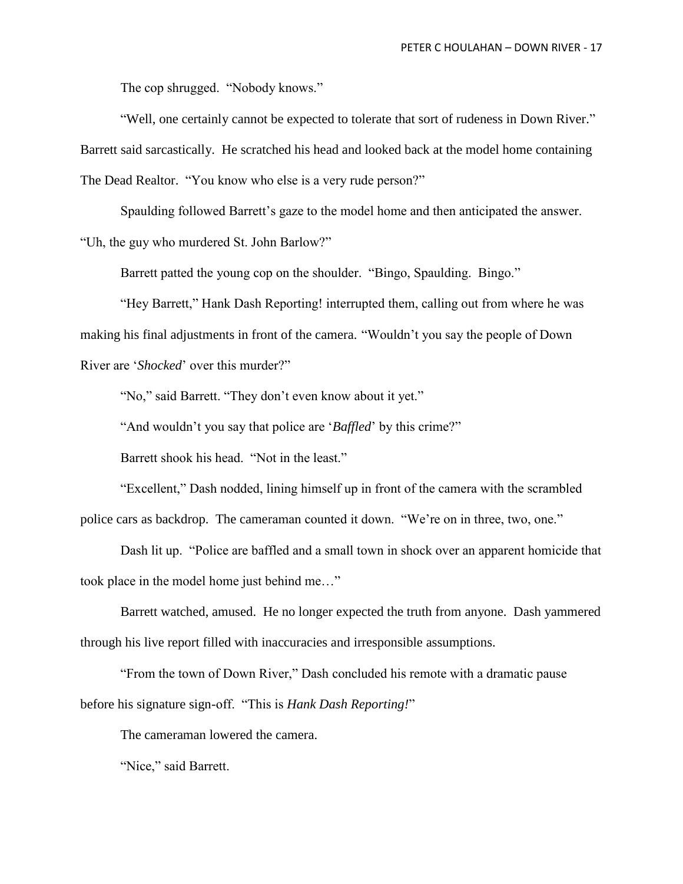The cop shrugged. "Nobody knows."

"Well, one certainly cannot be expected to tolerate that sort of rudeness in Down River." Barrett said sarcastically. He scratched his head and looked back at the model home containing The Dead Realtor. "You know who else is a very rude person?"

Spaulding followed Barrett's gaze to the model home and then anticipated the answer. "Uh, the guy who murdered St. John Barlow?"

Barrett patted the young cop on the shoulder. "Bingo, Spaulding. Bingo."

"Hey Barrett," Hank Dash Reporting! interrupted them, calling out from where he was making his final adjustments in front of the camera. "Wouldn't you say the people of Down River are '*Shocked*' over this murder?"

"No," said Barrett. "They don't even know about it yet."

"And wouldn't you say that police are '*Baffled*' by this crime?"

Barrett shook his head. "Not in the least."

"Excellent," Dash nodded, lining himself up in front of the camera with the scrambled police cars as backdrop. The cameraman counted it down. "We're on in three, two, one."

Dash lit up. "Police are baffled and a small town in shock over an apparent homicide that took place in the model home just behind me…"

Barrett watched, amused. He no longer expected the truth from anyone. Dash yammered through his live report filled with inaccuracies and irresponsible assumptions.

"From the town of Down River," Dash concluded his remote with a dramatic pause before his signature sign-off. "This is *Hank Dash Reporting!*"

The cameraman lowered the camera.

"Nice," said Barrett.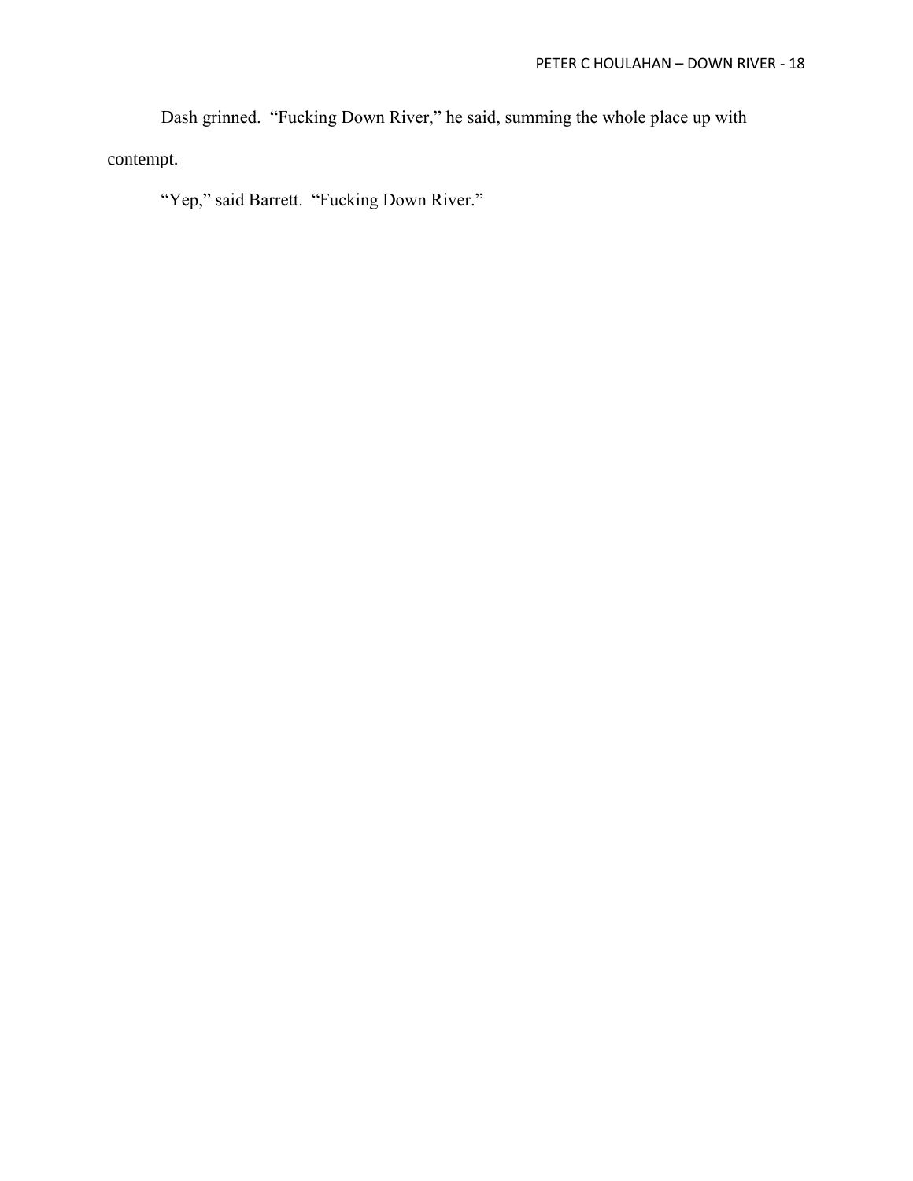Dash grinned. "Fucking Down River," he said, summing the whole place up with contempt.

"Yep," said Barrett. "Fucking Down River."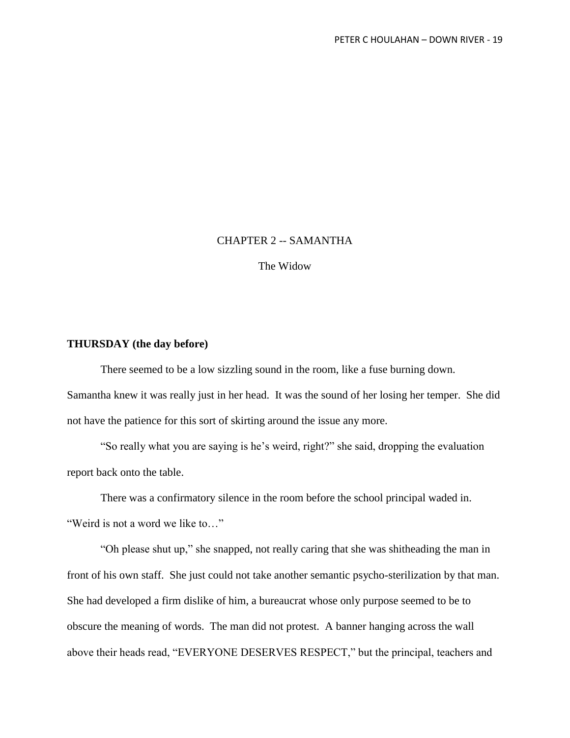# CHAPTER 2 -- SAMANTHA

## The Widow

**THURSDAY (the day before)**

There seemed to be a low sizzling sound in the room, like a fuse burning down. Samantha knew it was really just in her head. It was the sound of her losing her temper. She did not have the patience for this sort of skirting around the issue any more.

"So really what you are saying is he's weird, right?" she said, dropping the evaluation report back onto the table.

There was a confirmatory silence in the room before the school principal waded in. "Weird is not a word we like to…"

"Oh please shut up," she snapped, not really caring that she was shitheading the man in front of his own staff. She just could not take another semantic psycho-sterilization by that man. She had developed a firm dislike of him, a bureaucrat whose only purpose seemed to be to obscure the meaning of words. The man did not protest. A banner hanging across the wall above their heads read, "EVERYONE DESERVES RESPECT," but the principal, teachers and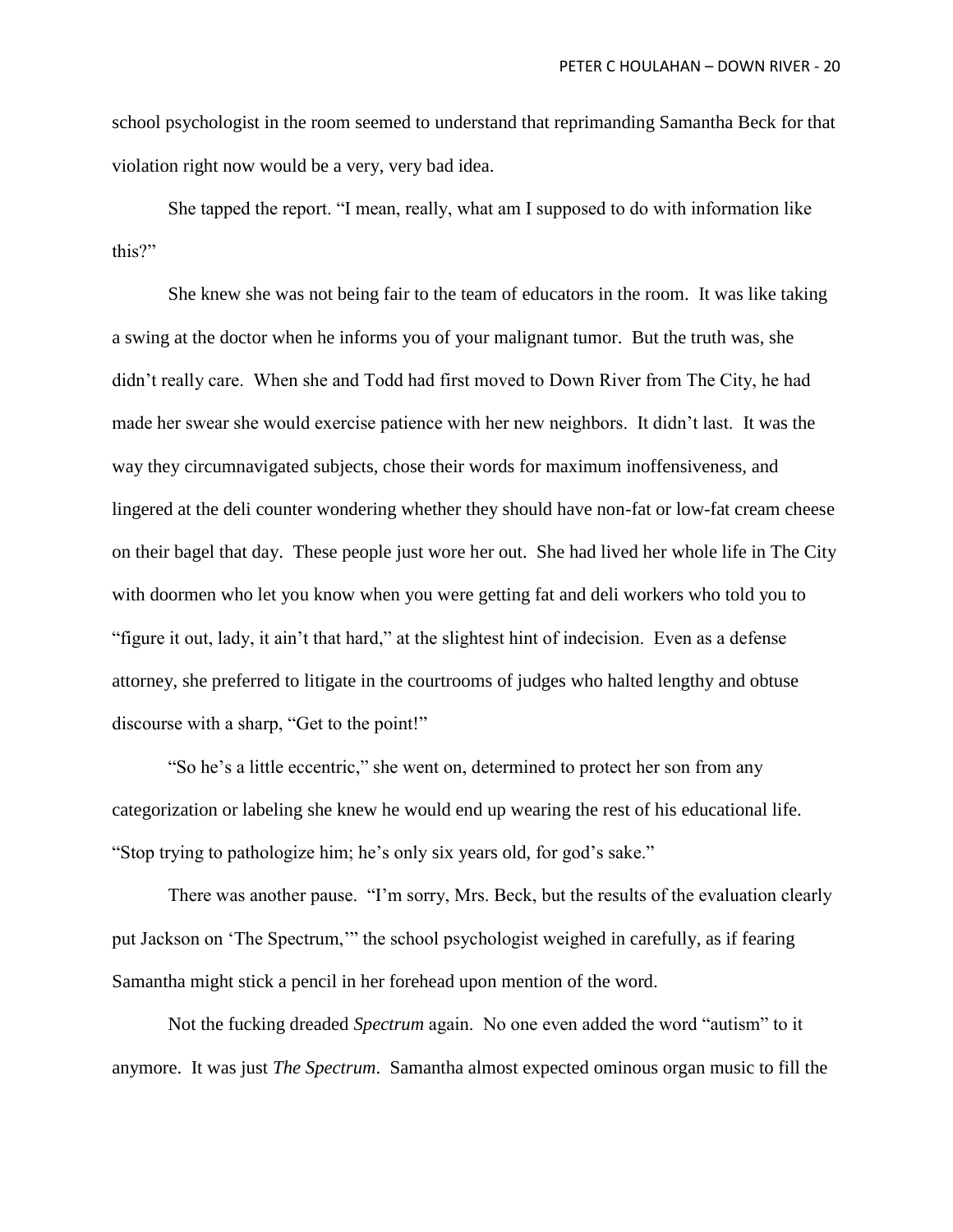school psychologist in the room seemed to understand that reprimanding Samantha Beck for that violation right now would be a very, very bad idea.

She tapped the report. "I mean, really, what am I supposed to do with information like this?"

She knew she was not being fair to the team of educators in the room. It was like taking a swing at the doctor when he informs you of your malignant tumor. But the truth was, she didn't really care. When she and Todd had first moved to Down River from The City, he had made her swear she would exercise patience with her new neighbors. It didn't last. It was the way they circumnavigated subjects, chose their words for maximum inoffensiveness, and lingered at the deli counter wondering whether they should have non-fat or low-fat cream cheese on their bagel that day. These people just wore her out. She had lived her whole life in The City with doormen who let you know when you were getting fat and deli workers who told you to "figure it out, lady, it ain't that hard," at the slightest hint of indecision. Even as a defense attorney, she preferred to litigate in the courtrooms of judges who halted lengthy and obtuse discourse with a sharp, "Get to the point!"

"So he's a little eccentric," she went on, determined to protect her son from any categorization or labeling she knew he would end up wearing the rest of his educational life. "Stop trying to pathologize him; he's only six years old, for god's sake."

There was another pause. "I'm sorry, Mrs. Beck, but the results of the evaluation clearly put Jackson on 'The Spectrum,'" the school psychologist weighed in carefully, as if fearing Samantha might stick a pencil in her forehead upon mention of the word.

Not the fucking dreaded *Spectrum* again. No one even added the word "autism" to it anymore. It was just *The Spectrum*. Samantha almost expected ominous organ music to fill the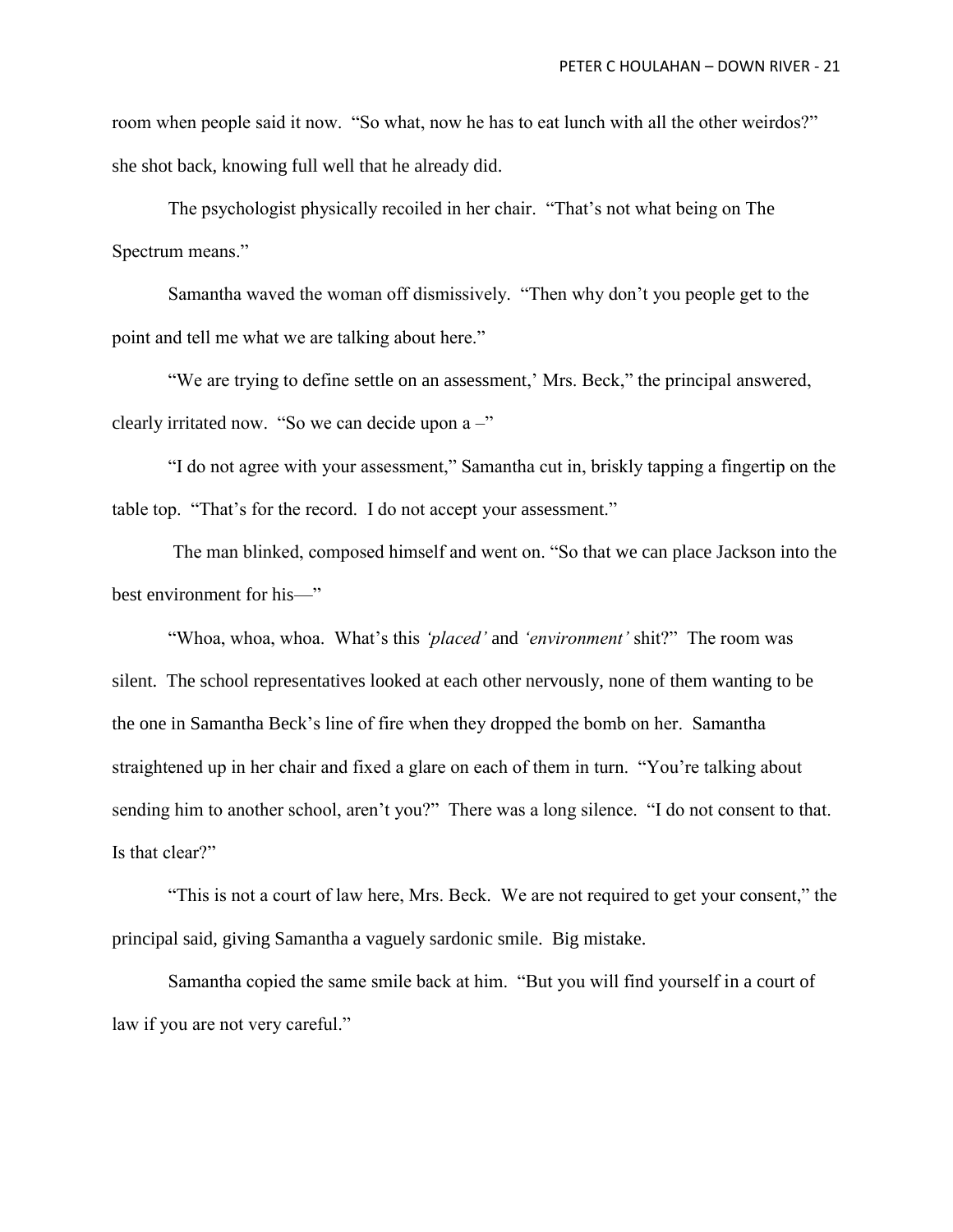room when people said it now. "So what, now he has to eat lunch with all the other weirdos?" she shot back, knowing full well that he already did.

The psychologist physically recoiled in her chair. "That's not what being on The Spectrum means."

Samantha waved the woman off dismissively. "Then why don't you people get to the point and tell me what we are talking about here."

"We are trying to define settle on an assessment,' Mrs. Beck," the principal answered, clearly irritated now. "So we can decide upon a –"

"I do not agree with your assessment," Samantha cut in, briskly tapping a fingertip on the table top. "That's for the record. I do not accept your assessment."

The man blinked, composed himself and went on. "So that we can place Jackson into the best environment for his—"

"Whoa, whoa, whoa. What's this *'placed'* and *'environment'* shit?" The room was silent. The school representatives looked at each other nervously, none of them wanting to be the one in Samantha Beck's line of fire when they dropped the bomb on her. Samantha straightened up in her chair and fixed a glare on each of them in turn. "You're talking about sending him to another school, aren't you?" There was a long silence. "I do not consent to that. Is that clear?"

"This is not a court of law here, Mrs. Beck. We are not required to get your consent," the principal said, giving Samantha a vaguely sardonic smile. Big mistake.

Samantha copied the same smile back at him. "But you will find yourself in a court of law if you are not very careful."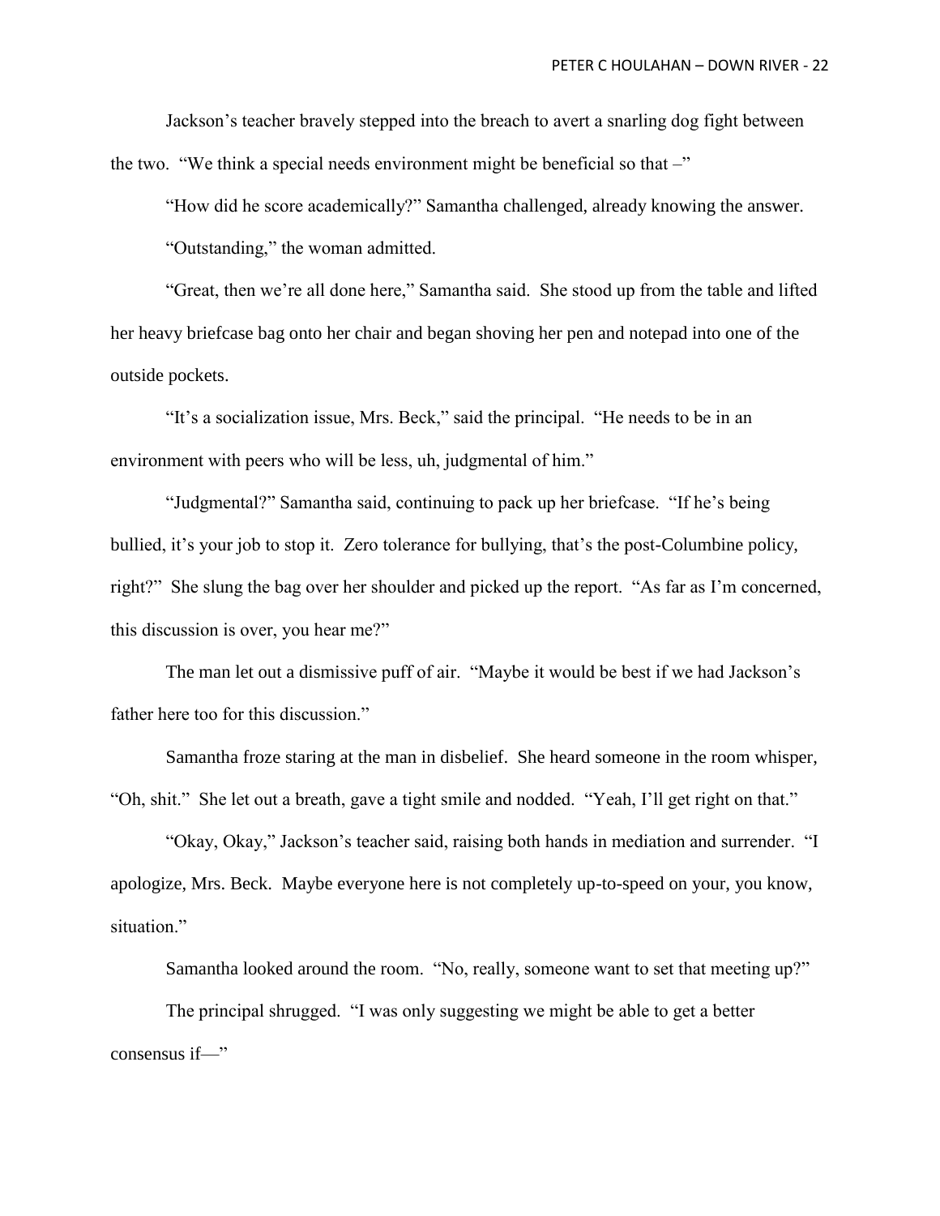Jackson's teacher bravely stepped into the breach to avert a snarling dog fight between the two. "We think a special needs environment might be beneficial so that –"

"How did he score academically?" Samantha challenged, already knowing the answer.

"Outstanding," the woman admitted.

"Great, then we're all done here," Samantha said. She stood up from the table and lifted her heavy briefcase bag onto her chair and began shoving her pen and notepad into one of the outside pockets.

"It's a socialization issue, Mrs. Beck," said the principal. "He needs to be in an environment with peers who will be less, uh, judgmental of him."

"Judgmental?" Samantha said, continuing to pack up her briefcase. "If he's being bullied, it's your job to stop it. Zero tolerance for bullying, that's the post-Columbine policy, right?" She slung the bag over her shoulder and picked up the report. "As far as I'm concerned, this discussion is over, you hear me?"

The man let out a dismissive puff of air. "Maybe it would be best if we had Jackson's father here too for this discussion."

Samantha froze staring at the man in disbelief. She heard someone in the room whisper, "Oh, shit." She let out a breath, gave a tight smile and nodded. "Yeah, I'll get right on that."

"Okay, Okay," Jackson's teacher said, raising both hands in mediation and surrender. "I apologize, Mrs. Beck. Maybe everyone here is not completely up-to-speed on your, you know, situation."

Samantha looked around the room. "No, really, someone want to set that meeting up?"

The principal shrugged. "I was only suggesting we might be able to get a better consensus if—"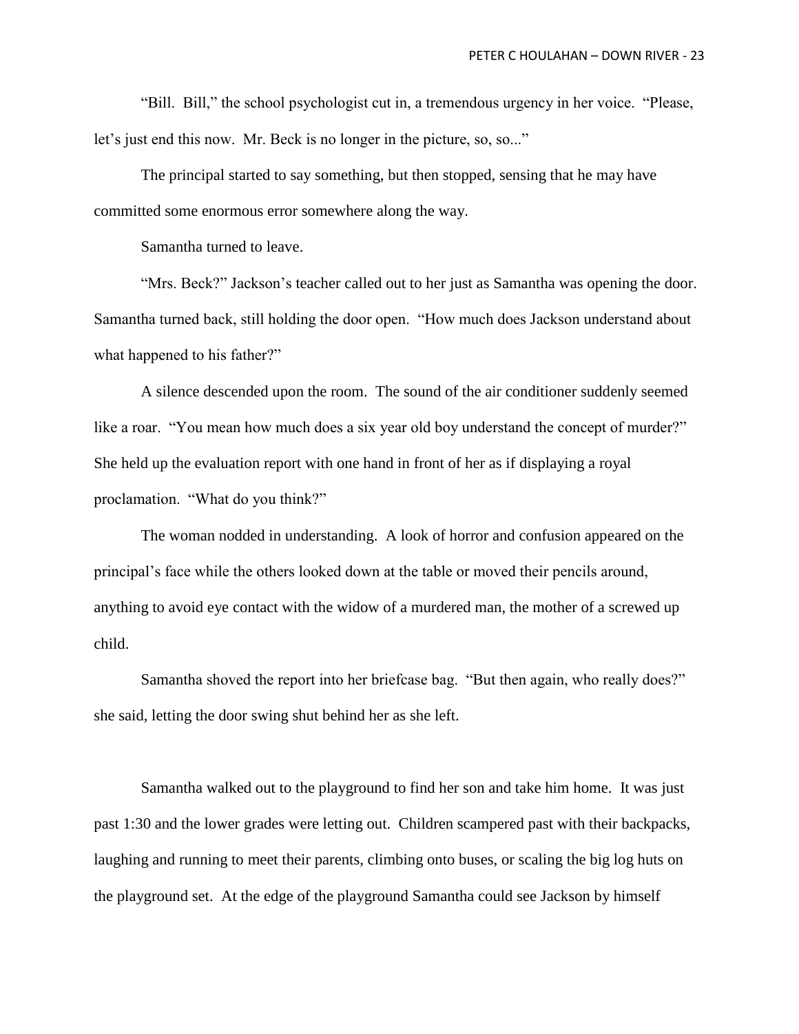"Bill. Bill," the school psychologist cut in, a tremendous urgency in her voice. "Please, let's just end this now. Mr. Beck is no longer in the picture, so, so..."

The principal started to say something, but then stopped, sensing that he may have committed some enormous error somewhere along the way.

Samantha turned to leave.

"Mrs. Beck?" Jackson's teacher called out to her just as Samantha was opening the door. Samantha turned back, still holding the door open. "How much does Jackson understand about what happened to his father?"

A silence descended upon the room. The sound of the air conditioner suddenly seemed like a roar. "You mean how much does a six year old boy understand the concept of murder?" She held up the evaluation report with one hand in front of her as if displaying a royal proclamation. "What do you think?"

The woman nodded in understanding. A look of horror and confusion appeared on the principal's face while the others looked down at the table or moved their pencils around, anything to avoid eye contact with the widow of a murdered man, the mother of a screwed up child.

Samantha shoved the report into her briefcase bag. "But then again, who really does?" she said, letting the door swing shut behind her as she left.

Samantha walked out to the playground to find her son and take him home. It was just past 1:30 and the lower grades were letting out. Children scampered past with their backpacks, laughing and running to meet their parents, climbing onto buses, or scaling the big log huts on the playground set. At the edge of the playground Samantha could see Jackson by himself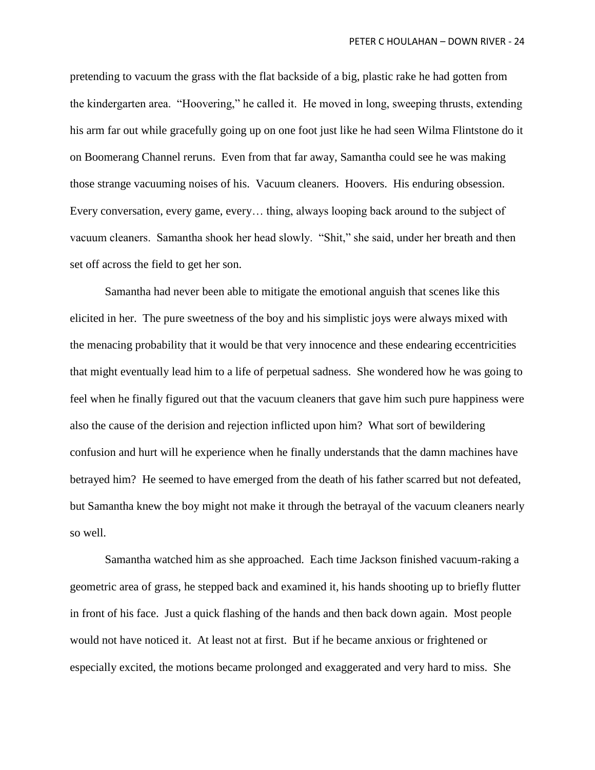pretending to vacuum the grass with the flat backside of a big, plastic rake he had gotten from the kindergarten area. "Hoovering," he called it. He moved in long, sweeping thrusts, extending his arm far out while gracefully going up on one foot just like he had seen Wilma Flintstone do it on Boomerang Channel reruns. Even from that far away, Samantha could see he was making those strange vacuuming noises of his. Vacuum cleaners. Hoovers. His enduring obsession. Every conversation, every game, every… thing, always looping back around to the subject of vacuum cleaners. Samantha shook her head slowly. "Shit," she said, under her breath and then set off across the field to get her son.

Samantha had never been able to mitigate the emotional anguish that scenes like this elicited in her. The pure sweetness of the boy and his simplistic joys were always mixed with the menacing probability that it would be that very innocence and these endearing eccentricities that might eventually lead him to a life of perpetual sadness. She wondered how he was going to feel when he finally figured out that the vacuum cleaners that gave him such pure happiness were also the cause of the derision and rejection inflicted upon him? What sort of bewildering confusion and hurt will he experience when he finally understands that the damn machines have betrayed him? He seemed to have emerged from the death of his father scarred but not defeated, but Samantha knew the boy might not make it through the betrayal of the vacuum cleaners nearly so well.

Samantha watched him as she approached. Each time Jackson finished vacuum-raking a geometric area of grass, he stepped back and examined it, his hands shooting up to briefly flutter in front of his face. Just a quick flashing of the hands and then back down again. Most people would not have noticed it. At least not at first. But if he became anxious or frightened or especially excited, the motions became prolonged and exaggerated and very hard to miss. She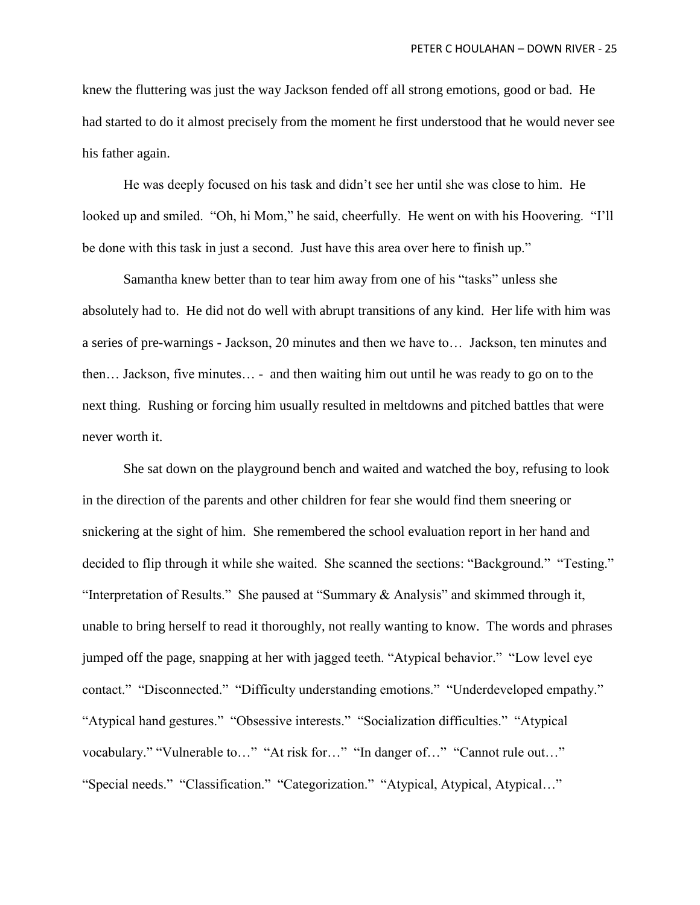knew the fluttering was just the way Jackson fended off all strong emotions, good or bad. He had started to do it almost precisely from the moment he first understood that he would never see his father again.

He was deeply focused on his task and didn't see her until she was close to him. He looked up and smiled. "Oh, hi Mom," he said, cheerfully. He went on with his Hoovering. "I'll be done with this task in just a second. Just have this area over here to finish up."

Samantha knew better than to tear him away from one of his "tasks" unless she absolutely had to. He did not do well with abrupt transitions of any kind. Her life with him was a series of pre-warnings - Jackson, 20 minutes and then we have to… Jackson, ten minutes and then… Jackson, five minutes… - and then waiting him out until he was ready to go on to the next thing. Rushing or forcing him usually resulted in meltdowns and pitched battles that were never worth it.

She sat down on the playground bench and waited and watched the boy, refusing to look in the direction of the parents and other children for fear she would find them sneering or snickering at the sight of him. She remembered the school evaluation report in her hand and decided to flip through it while she waited. She scanned the sections: "Background." "Testing." "Interpretation of Results." She paused at "Summary & Analysis" and skimmed through it, unable to bring herself to read it thoroughly, not really wanting to know. The words and phrases jumped off the page, snapping at her with jagged teeth. "Atypical behavior." "Low level eye contact." "Disconnected." "Difficulty understanding emotions." "Underdeveloped empathy." "Atypical hand gestures." "Obsessive interests." "Socialization difficulties." "Atypical vocabulary." "Vulnerable to…" "At risk for…" "In danger of…" "Cannot rule out…" "Special needs." "Classification." "Categorization." "Atypical, Atypical, Atypical…"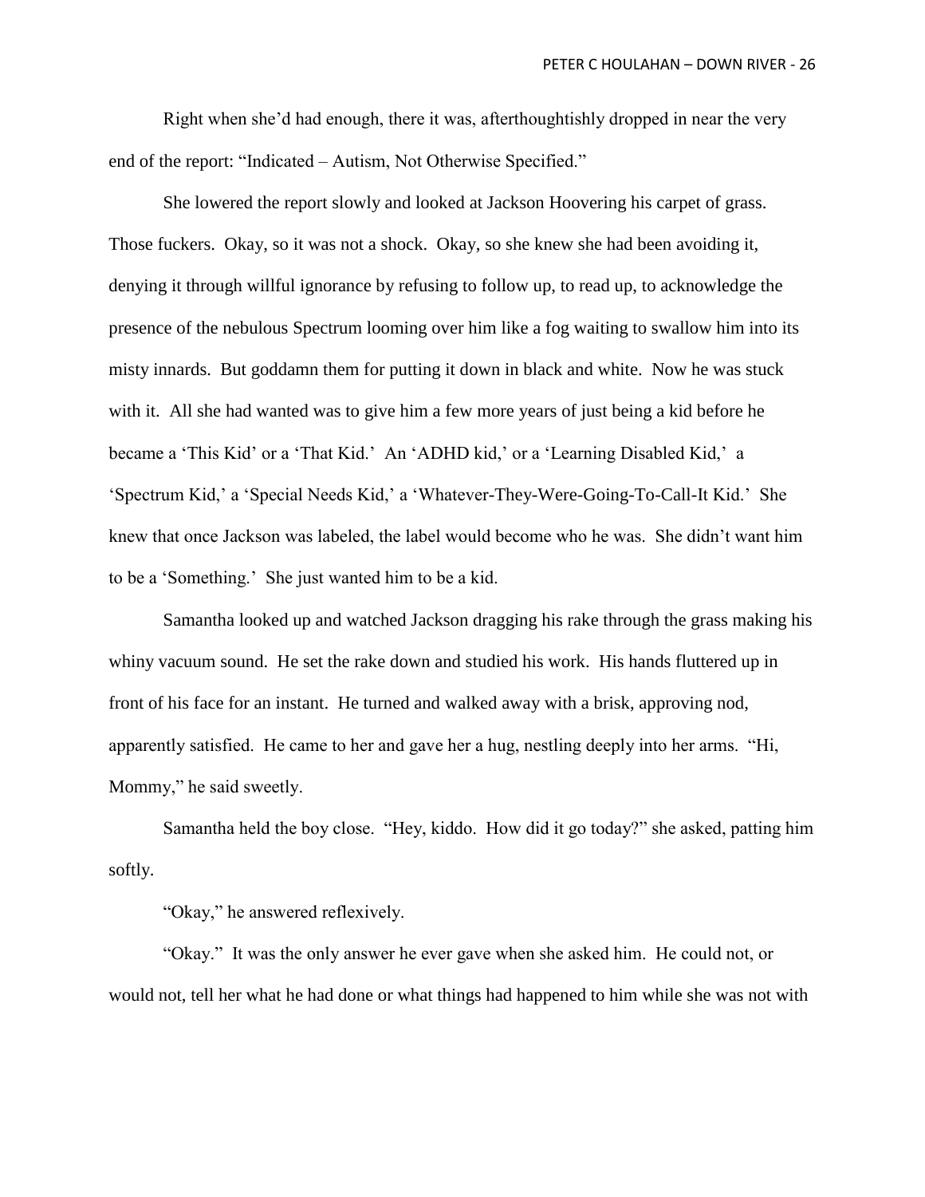Right when she'd had enough, there it was, afterthoughtishly dropped in near the very end of the report: "Indicated – Autism, Not Otherwise Specified."

She lowered the report slowly and looked at Jackson Hoovering his carpet of grass. Those fuckers. Okay, so it was not a shock. Okay, so she knew she had been avoiding it, denying it through willful ignorance by refusing to follow up, to read up, to acknowledge the presence of the nebulous Spectrum looming over him like a fog waiting to swallow him into its misty innards. But goddamn them for putting it down in black and white. Now he was stuck with it. All she had wanted was to give him a few more years of just being a kid before he became a 'This Kid' or a 'That Kid.' An 'ADHD kid,' or a 'Learning Disabled Kid,' a 'Spectrum Kid,' a 'Special Needs Kid,' a 'Whatever-They-Were-Going-To-Call-It Kid.' She knew that once Jackson was labeled, the label would become who he was. She didn't want him to be a 'Something.' She just wanted him to be a kid.

Samantha looked up and watched Jackson dragging his rake through the grass making his whiny vacuum sound. He set the rake down and studied his work. His hands fluttered up in front of his face for an instant. He turned and walked away with a brisk, approving nod, apparently satisfied. He came to her and gave her a hug, nestling deeply into her arms. "Hi, Mommy," he said sweetly.

Samantha held the boy close. "Hey, kiddo. How did it go today?" she asked, patting him softly.

"Okay," he answered reflexively.

"Okay." It was the only answer he ever gave when she asked him. He could not, or would not, tell her what he had done or what things had happened to him while she was not with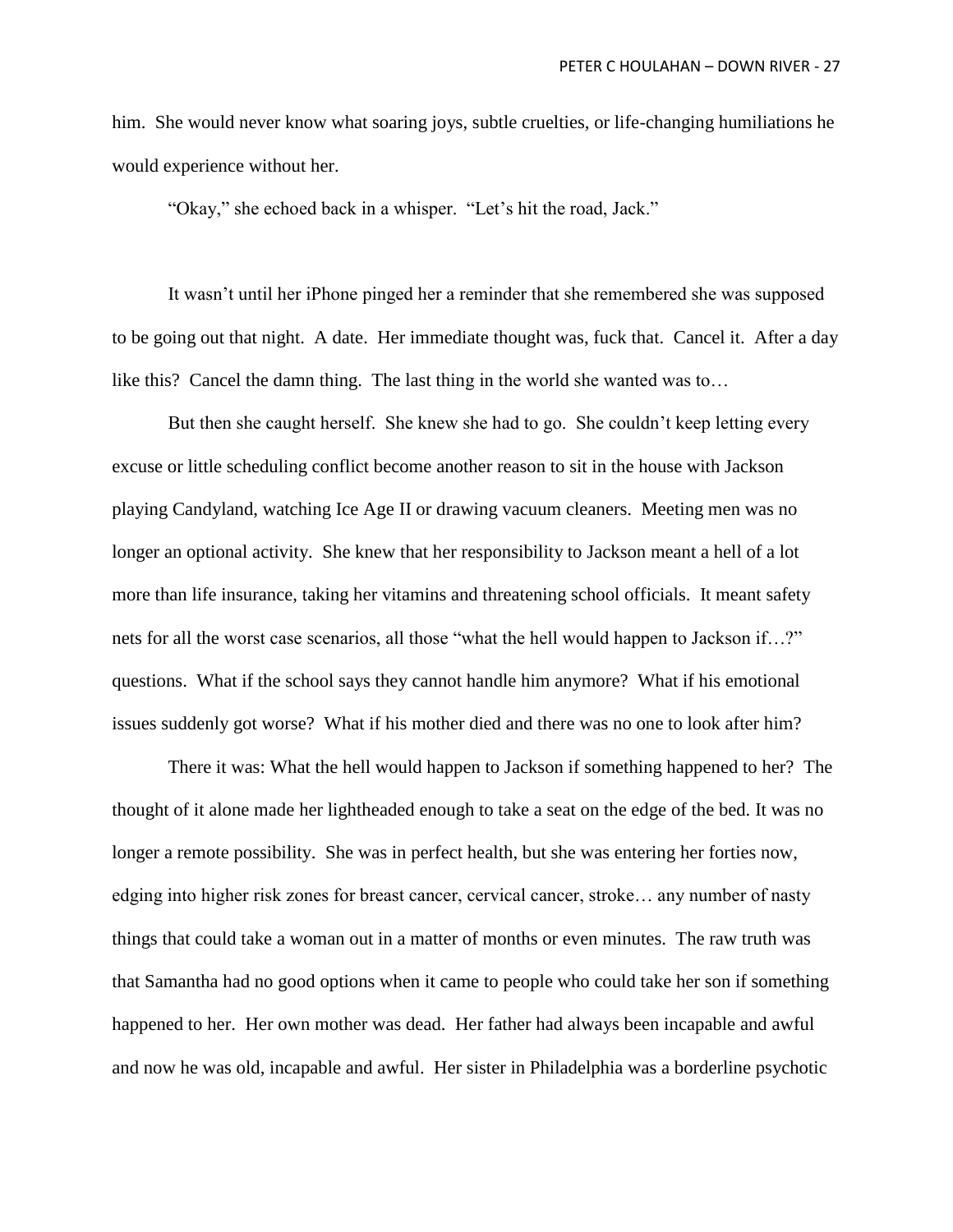him. She would never know what soaring joys, subtle cruelties, or life-changing humiliations he would experience without her.

"Okay," she echoed back in a whisper. "Let's hit the road, Jack."

It wasn't until her iPhone pinged her a reminder that she remembered she was supposed to be going out that night. A date. Her immediate thought was, fuck that. Cancel it. After a day like this? Cancel the damn thing. The last thing in the world she wanted was to…

But then she caught herself. She knew she had to go. She couldn't keep letting every excuse or little scheduling conflict become another reason to sit in the house with Jackson playing Candyland, watching Ice Age II or drawing vacuum cleaners. Meeting men was no longer an optional activity. She knew that her responsibility to Jackson meant a hell of a lot more than life insurance, taking her vitamins and threatening school officials. It meant safety nets for all the worst case scenarios, all those "what the hell would happen to Jackson if…?" questions. What if the school says they cannot handle him anymore? What if his emotional issues suddenly got worse? What if his mother died and there was no one to look after him?

There it was: What the hell would happen to Jackson if something happened to her? The thought of it alone made her lightheaded enough to take a seat on the edge of the bed. It was no longer a remote possibility. She was in perfect health, but she was entering her forties now, edging into higher risk zones for breast cancer, cervical cancer, stroke… any number of nasty things that could take a woman out in a matter of months or even minutes. The raw truth was that Samantha had no good options when it came to people who could take her son if something happened to her. Her own mother was dead. Her father had always been incapable and awful and now he was old, incapable and awful. Her sister in Philadelphia was a borderline psychotic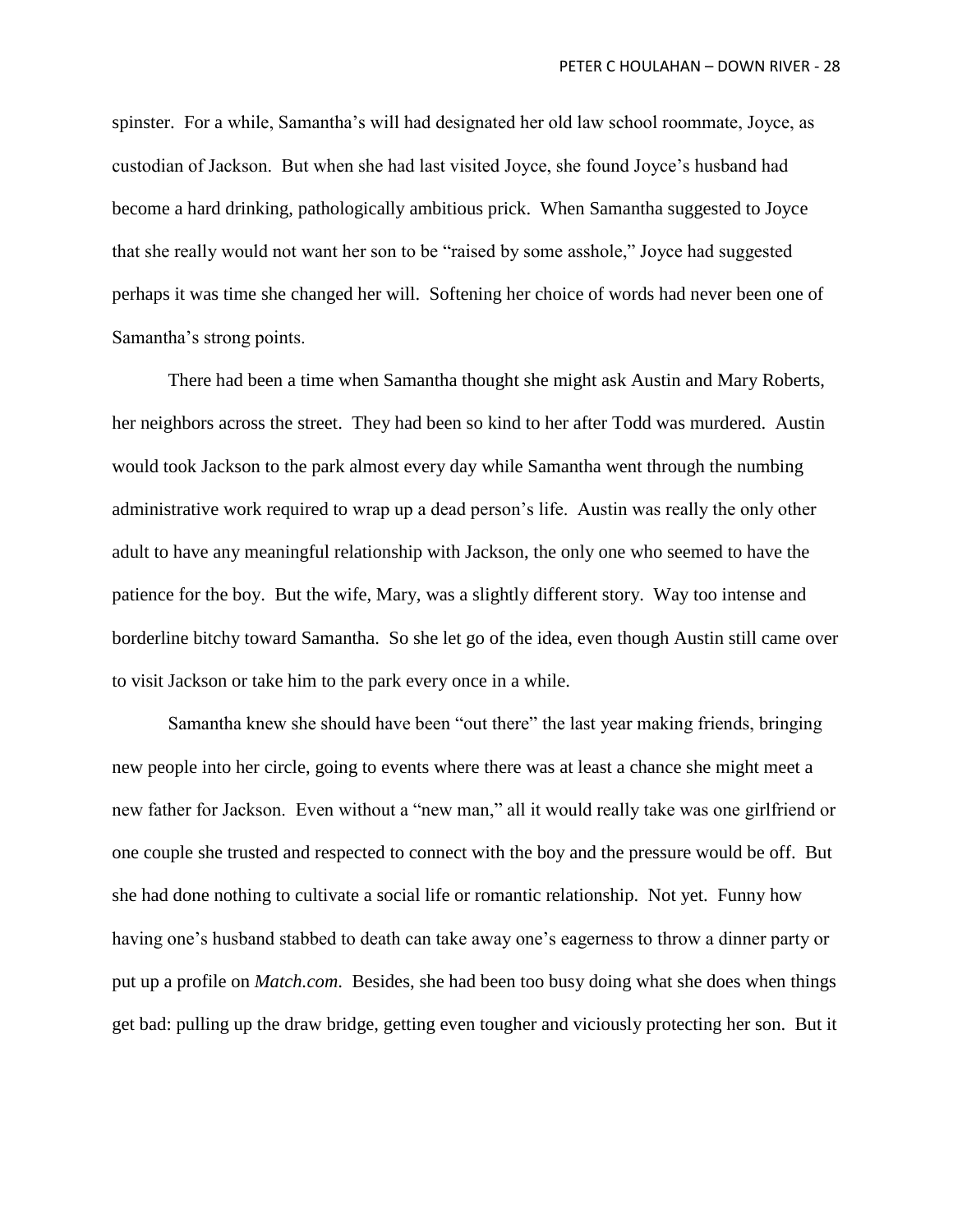spinster. For a while, Samantha's will had designated her old law school roommate, Joyce, as custodian of Jackson. But when she had last visited Joyce, she found Joyce's husband had become a hard drinking, pathologically ambitious prick. When Samantha suggested to Joyce that she really would not want her son to be "raised by some asshole," Joyce had suggested perhaps it was time she changed her will. Softening her choice of words had never been one of Samantha's strong points.

There had been a time when Samantha thought she might ask Austin and Mary Roberts, her neighbors across the street. They had been so kind to her after Todd was murdered. Austin would took Jackson to the park almost every day while Samantha went through the numbing administrative work required to wrap up a dead person's life. Austin was really the only other adult to have any meaningful relationship with Jackson, the only one who seemed to have the patience for the boy. But the wife, Mary, was a slightly different story. Way too intense and borderline bitchy toward Samantha. So she let go of the idea, even though Austin still came over to visit Jackson or take him to the park every once in a while.

Samantha knew she should have been "out there" the last year making friends, bringing new people into her circle, going to events where there was at least a chance she might meet a new father for Jackson. Even without a "new man," all it would really take was one girlfriend or one couple she trusted and respected to connect with the boy and the pressure would be off. But she had done nothing to cultivate a social life or romantic relationship. Not yet. Funny how having one's husband stabbed to death can take away one's eagerness to throw a dinner party or put up a profile on *Match.com*. Besides, she had been too busy doing what she does when things get bad: pulling up the draw bridge, getting even tougher and viciously protecting her son. But it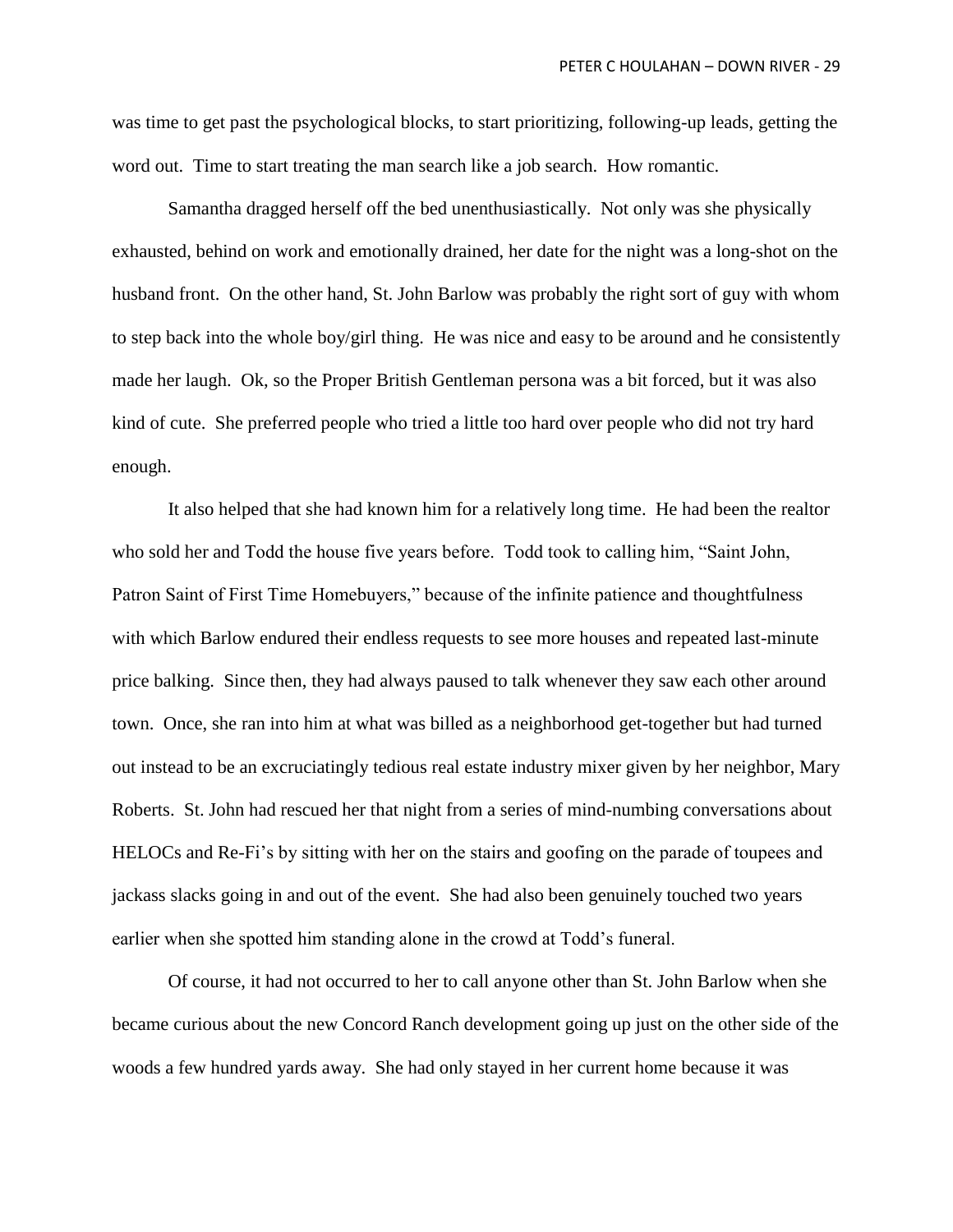was time to get past the psychological blocks, to start prioritizing, following-up leads, getting the word out. Time to start treating the man search like a job search. How romantic.

Samantha dragged herself off the bed unenthusiastically. Not only was she physically exhausted, behind on work and emotionally drained, her date for the night was a long-shot on the husband front. On the other hand, St. John Barlow was probably the right sort of guy with whom to step back into the whole boy/girl thing. He was nice and easy to be around and he consistently made her laugh. Ok, so the Proper British Gentleman persona was a bit forced, but it was also kind of cute. She preferred people who tried a little too hard over people who did not try hard enough.

It also helped that she had known him for a relatively long time. He had been the realtor who sold her and Todd the house five years before. Todd took to calling him, "Saint John, Patron Saint of First Time Homebuyers," because of the infinite patience and thoughtfulness with which Barlow endured their endless requests to see more houses and repeated last-minute price balking. Since then, they had always paused to talk whenever they saw each other around town. Once, she ran into him at what was billed as a neighborhood get-together but had turned out instead to be an excruciatingly tedious real estate industry mixer given by her neighbor, Mary Roberts. St. John had rescued her that night from a series of mind-numbing conversations about HELOCs and Re-Fi's by sitting with her on the stairs and goofing on the parade of toupees and jackass slacks going in and out of the event. She had also been genuinely touched two years earlier when she spotted him standing alone in the crowd at Todd's funeral.

Of course, it had not occurred to her to call anyone other than St. John Barlow when she became curious about the new Concord Ranch development going up just on the other side of the woods a few hundred yards away. She had only stayed in her current home because it was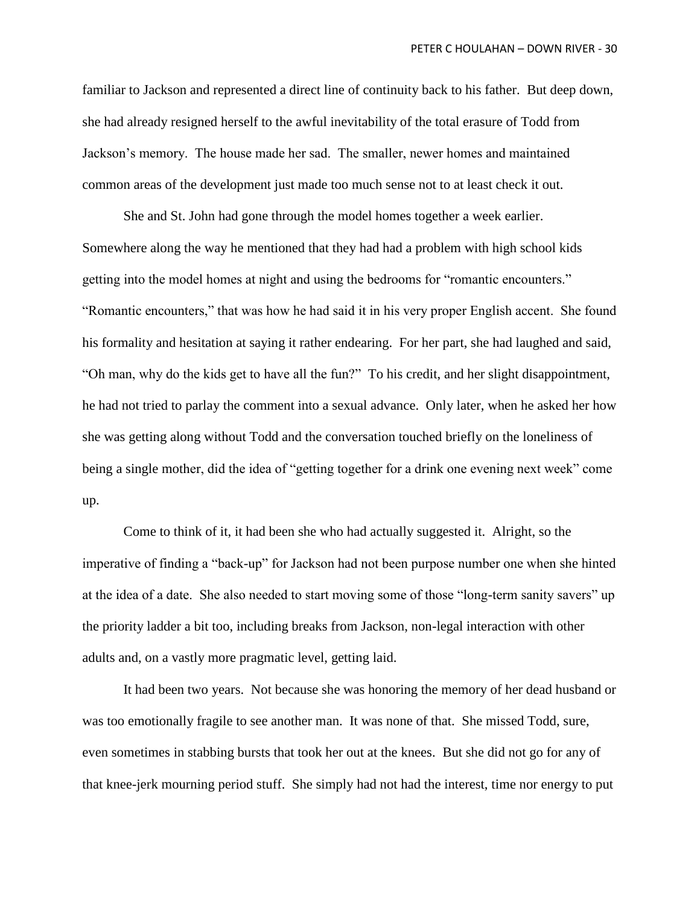familiar to Jackson and represented a direct line of continuity back to his father. But deep down, she had already resigned herself to the awful inevitability of the total erasure of Todd from Jackson's memory. The house made her sad. The smaller, newer homes and maintained common areas of the development just made too much sense not to at least check it out.

She and St. John had gone through the model homes together a week earlier. Somewhere along the way he mentioned that they had had a problem with high school kids getting into the model homes at night and using the bedrooms for "romantic encounters." "Romantic encounters," that was how he had said it in his very proper English accent. She found his formality and hesitation at saying it rather endearing. For her part, she had laughed and said, "Oh man, why do the kids get to have all the fun?" To his credit, and her slight disappointment, he had not tried to parlay the comment into a sexual advance. Only later, when he asked her how she was getting along without Todd and the conversation touched briefly on the loneliness of being a single mother, did the idea of "getting together for a drink one evening next week" come up.

Come to think of it, it had been she who had actually suggested it. Alright, so the imperative of finding a "back-up" for Jackson had not been purpose number one when she hinted at the idea of a date. She also needed to start moving some of those "long-term sanity savers" up the priority ladder a bit too, including breaks from Jackson, non-legal interaction with other adults and, on a vastly more pragmatic level, getting laid.

It had been two years. Not because she was honoring the memory of her dead husband or was too emotionally fragile to see another man. It was none of that. She missed Todd, sure, even sometimes in stabbing bursts that took her out at the knees. But she did not go for any of that knee-jerk mourning period stuff. She simply had not had the interest, time nor energy to put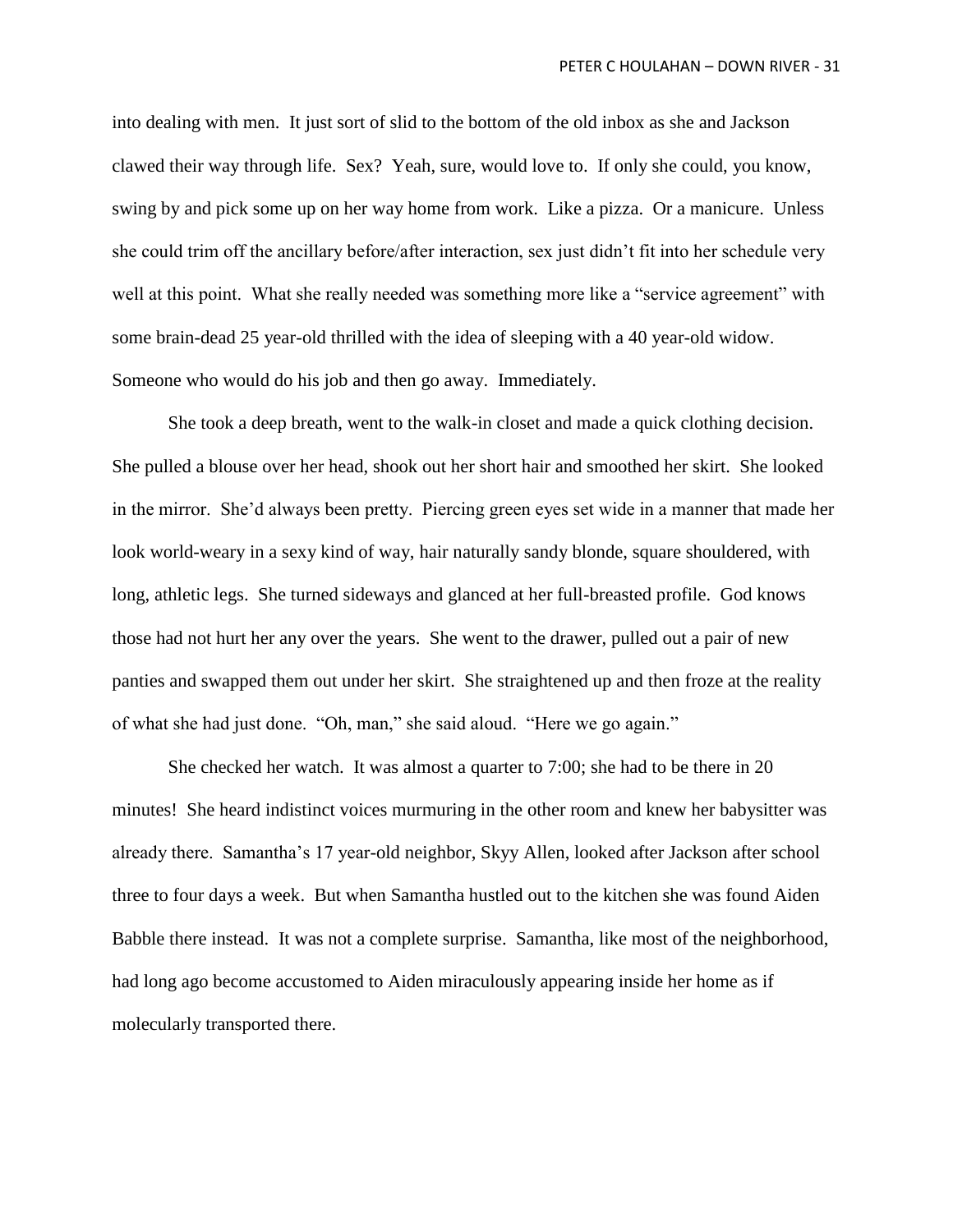into dealing with men. It just sort of slid to the bottom of the old inbox as she and Jackson clawed their way through life. Sex? Yeah, sure, would love to. If only she could, you know, swing by and pick some up on her way home from work. Like a pizza. Or a manicure. Unless she could trim off the ancillary before/after interaction, sex just didn't fit into her schedule very well at this point. What she really needed was something more like a "service agreement" with some brain-dead 25 year-old thrilled with the idea of sleeping with a 40 year-old widow. Someone who would do his job and then go away. Immediately.

She took a deep breath, went to the walk-in closet and made a quick clothing decision. She pulled a blouse over her head, shook out her short hair and smoothed her skirt. She looked in the mirror. She'd always been pretty. Piercing green eyes set wide in a manner that made her look world-weary in a sexy kind of way, hair naturally sandy blonde, square shouldered, with long, athletic legs. She turned sideways and glanced at her full-breasted profile. God knows those had not hurt her any over the years. She went to the drawer, pulled out a pair of new panties and swapped them out under her skirt. She straightened up and then froze at the reality of what she had just done. "Oh, man," she said aloud. "Here we go again."

She checked her watch. It was almost a quarter to 7:00; she had to be there in 20 minutes! She heard indistinct voices murmuring in the other room and knew her babysitter was already there. Samantha's 17 year-old neighbor, Skyy Allen, looked after Jackson after school three to four days a week. But when Samantha hustled out to the kitchen she was found Aiden Babble there instead. It was not a complete surprise. Samantha, like most of the neighborhood, had long ago become accustomed to Aiden miraculously appearing inside her home as if molecularly transported there.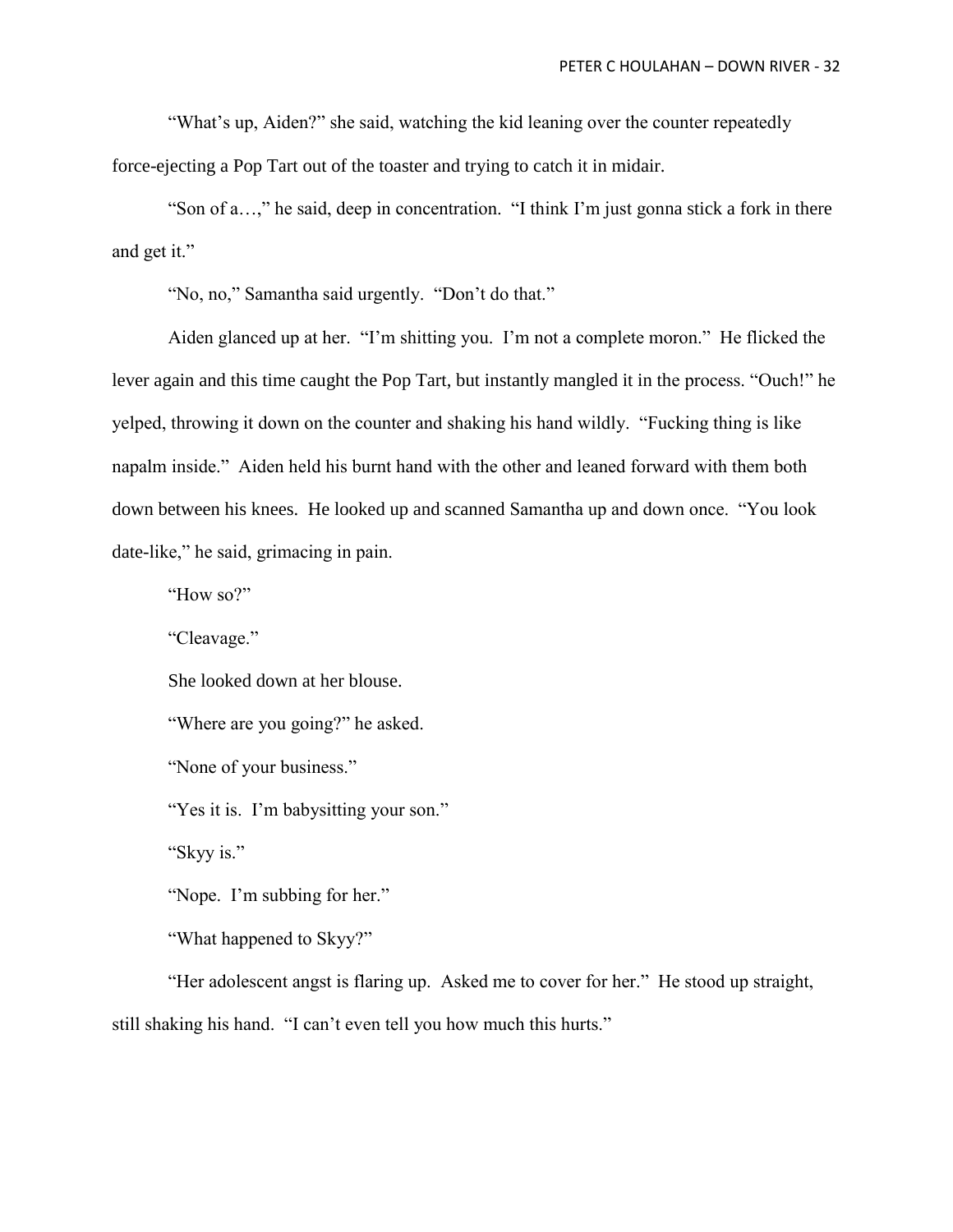"What's up, Aiden?" she said, watching the kid leaning over the counter repeatedly force-ejecting a Pop Tart out of the toaster and trying to catch it in midair.

"Son of a…," he said, deep in concentration. "I think I'm just gonna stick a fork in there and get it."

"No, no," Samantha said urgently. "Don't do that."

Aiden glanced up at her. "I'm shitting you. I'm not a complete moron." He flicked the lever again and this time caught the Pop Tart, but instantly mangled it in the process. "Ouch!" he yelped, throwing it down on the counter and shaking his hand wildly. "Fucking thing is like napalm inside." Aiden held his burnt hand with the other and leaned forward with them both down between his knees. He looked up and scanned Samantha up and down once. "You look date-like," he said, grimacing in pain.

"How so?"

"Cleavage."

She looked down at her blouse.

"Where are you going?" he asked.

"None of your business."

"Yes it is. I'm babysitting your son."

"Skyy is."

"Nope. I'm subbing for her."

"What happened to Skyy?"

"Her adolescent angst is flaring up. Asked me to cover for her." He stood up straight, still shaking his hand. "I can't even tell you how much this hurts."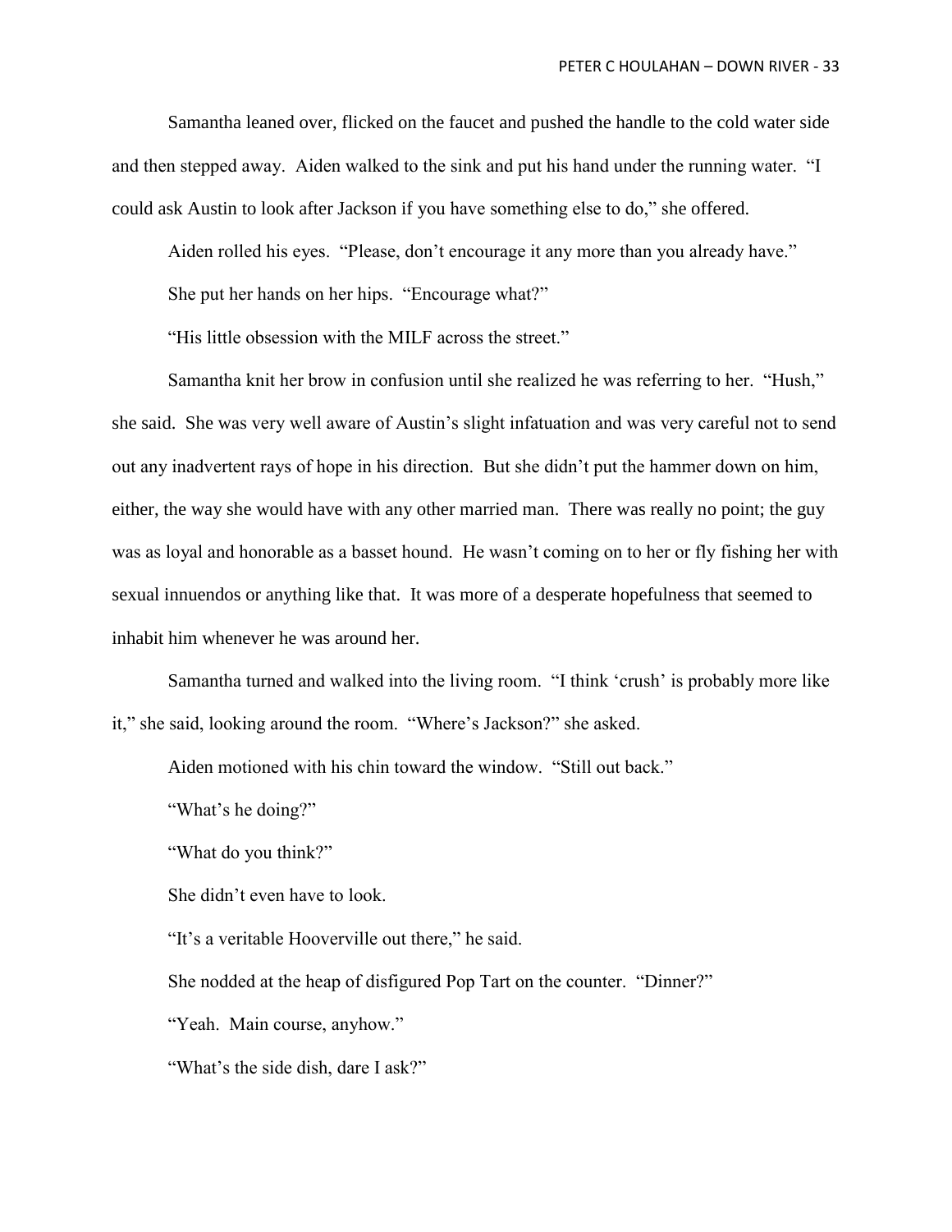Samantha leaned over, flicked on the faucet and pushed the handle to the cold water side and then stepped away. Aiden walked to the sink and put his hand under the running water. "I could ask Austin to look after Jackson if you have something else to do," she offered.

Aiden rolled his eyes. "Please, don't encourage it any more than you already have."

She put her hands on her hips. "Encourage what?"

"His little obsession with the MILF across the street."

Samantha knit her brow in confusion until she realized he was referring to her. "Hush," she said. She was very well aware of Austin's slight infatuation and was very careful not to send out any inadvertent rays of hope in his direction. But she didn't put the hammer down on him, either, the way she would have with any other married man. There was really no point; the guy was as loyal and honorable as a basset hound. He wasn't coming on to her or fly fishing her with sexual innuendos or anything like that. It was more of a desperate hopefulness that seemed to inhabit him whenever he was around her.

Samantha turned and walked into the living room. "I think 'crush' is probably more like it," she said, looking around the room. "Where's Jackson?" she asked.

Aiden motioned with his chin toward the window. "Still out back."

"What's he doing?"

"What do you think?"

She didn't even have to look.

"It's a veritable Hooverville out there," he said.

She nodded at the heap of disfigured Pop Tart on the counter. "Dinner?"

"Yeah. Main course, anyhow."

"What's the side dish, dare I ask?"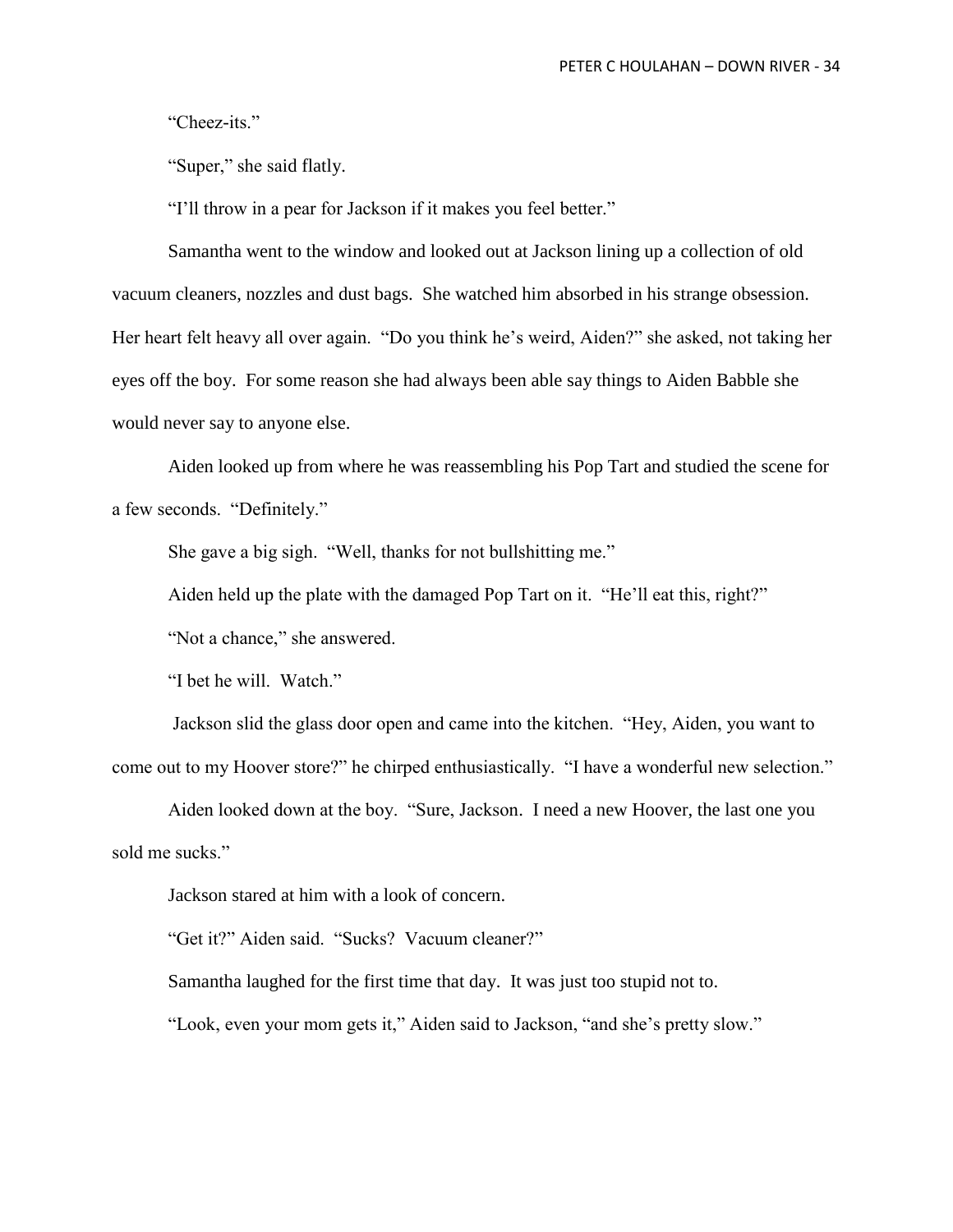"Cheez-its."

"Super," she said flatly.

"I'll throw in a pear for Jackson if it makes you feel better."

Samantha went to the window and looked out at Jackson lining up a collection of old vacuum cleaners, nozzles and dust bags. She watched him absorbed in his strange obsession. Her heart felt heavy all over again. "Do you think he's weird, Aiden?" she asked, not taking her eyes off the boy. For some reason she had always been able say things to Aiden Babble she would never say to anyone else.

Aiden looked up from where he was reassembling his Pop Tart and studied the scene for a few seconds. "Definitely."

She gave a big sigh. "Well, thanks for not bullshitting me."

Aiden held up the plate with the damaged Pop Tart on it. "He'll eat this, right?"

"Not a chance," she answered.

"I bet he will. Watch."

Jackson slid the glass door open and came into the kitchen. "Hey, Aiden, you want to come out to my Hoover store?" he chirped enthusiastically. "I have a wonderful new selection."

Aiden looked down at the boy. "Sure, Jackson. I need a new Hoover, the last one you sold me sucks."

Jackson stared at him with a look of concern.

"Get it?" Aiden said. "Sucks? Vacuum cleaner?"

Samantha laughed for the first time that day. It was just too stupid not to.

"Look, even your mom gets it," Aiden said to Jackson, "and she's pretty slow."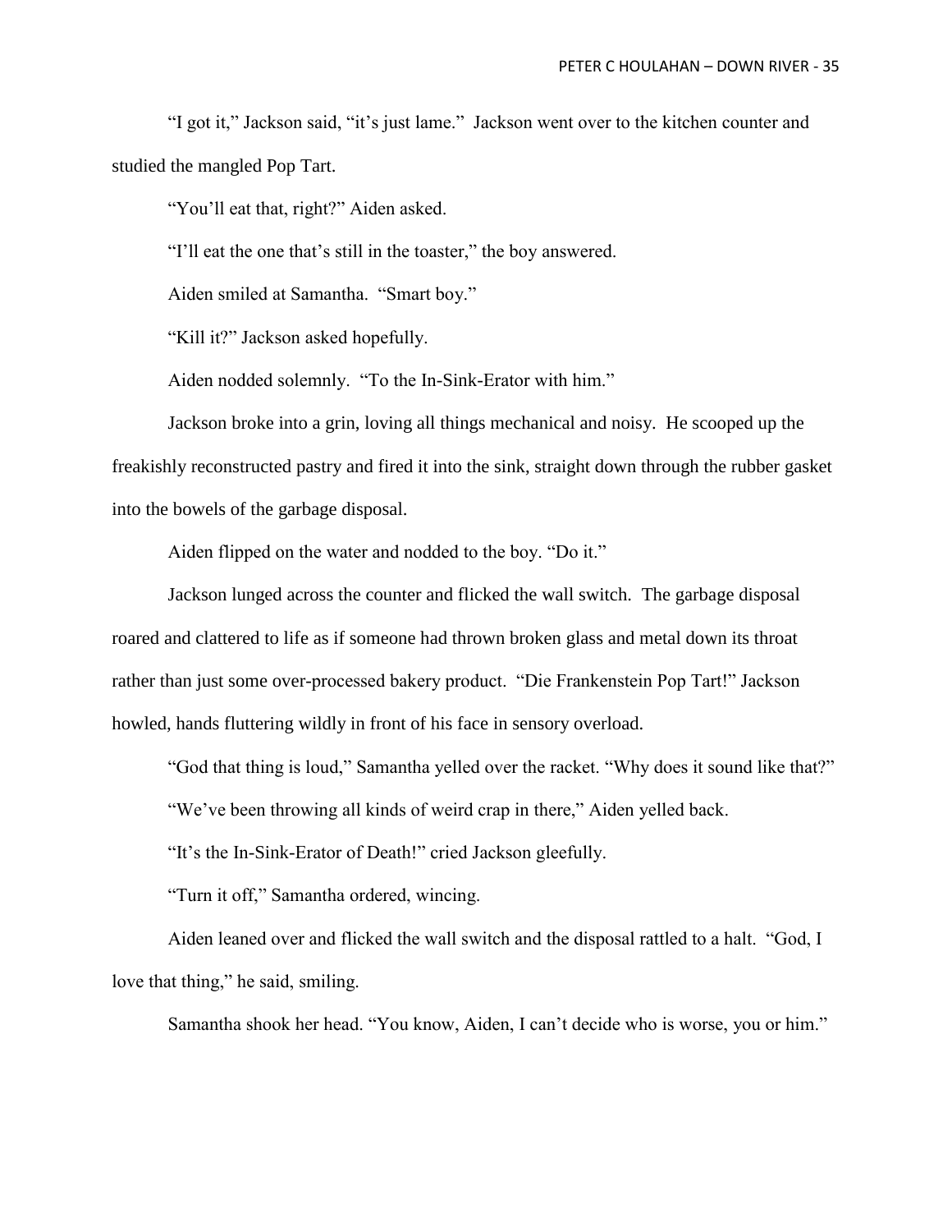"I got it," Jackson said, "it's just lame." Jackson went over to the kitchen counter and studied the mangled Pop Tart.

"You'll eat that, right?" Aiden asked.

"I'll eat the one that's still in the toaster," the boy answered.

Aiden smiled at Samantha. "Smart boy."

"Kill it?" Jackson asked hopefully.

Aiden nodded solemnly. "To the In-Sink-Erator with him."

Jackson broke into a grin, loving all things mechanical and noisy. He scooped up the freakishly reconstructed pastry and fired it into the sink, straight down through the rubber gasket into the bowels of the garbage disposal.

Aiden flipped on the water and nodded to the boy. "Do it."

Jackson lunged across the counter and flicked the wall switch. The garbage disposal roared and clattered to life as if someone had thrown broken glass and metal down its throat rather than just some over-processed bakery product. "Die Frankenstein Pop Tart!" Jackson howled, hands fluttering wildly in front of his face in sensory overload.

"God that thing is loud," Samantha yelled over the racket. "Why does it sound like that?"

"We've been throwing all kinds of weird crap in there," Aiden yelled back.

"It's the In-Sink-Erator of Death!" cried Jackson gleefully.

"Turn it off," Samantha ordered, wincing.

Aiden leaned over and flicked the wall switch and the disposal rattled to a halt. "God, I love that thing," he said, smiling.

Samantha shook her head. "You know, Aiden, I can't decide who is worse, you or him."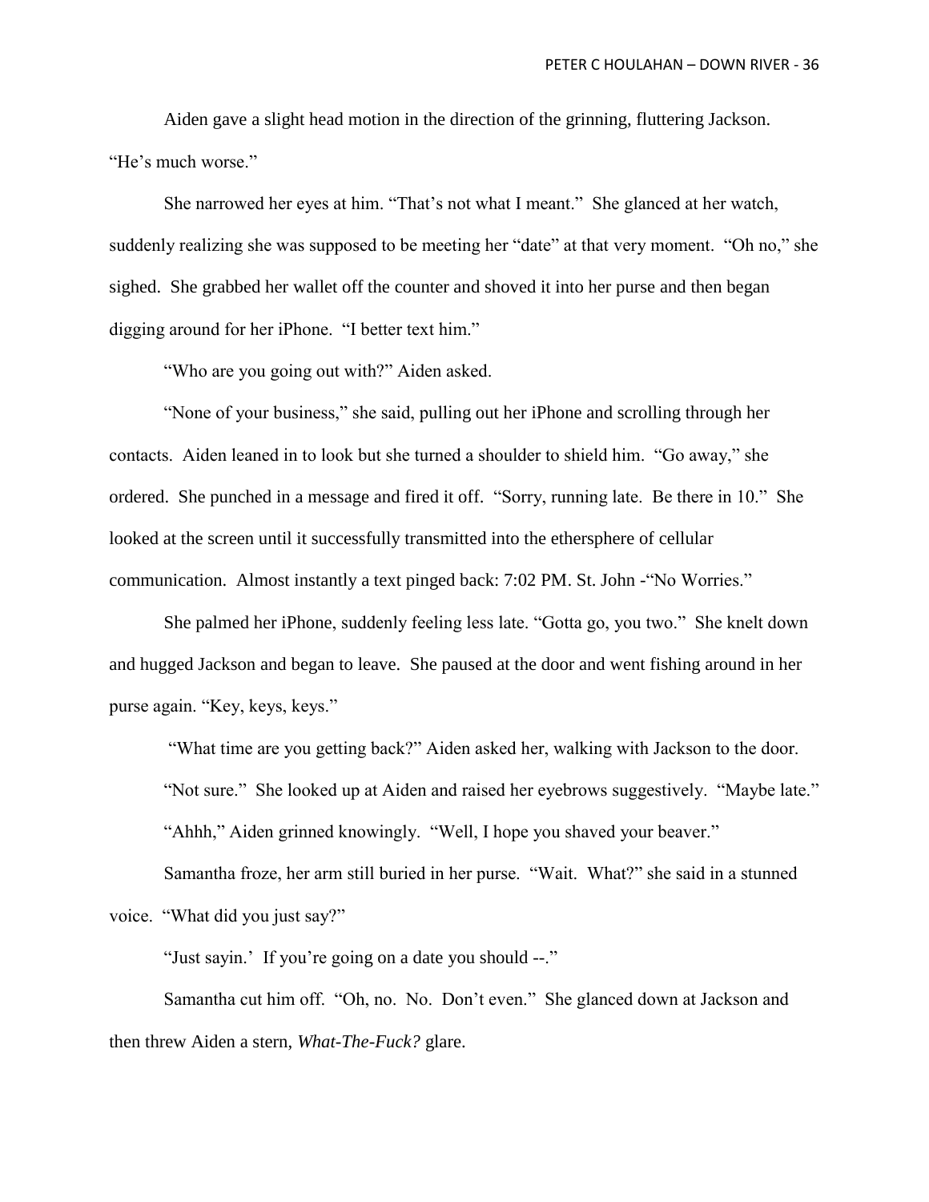Aiden gave a slight head motion in the direction of the grinning, fluttering Jackson. "He's much worse."

She narrowed her eyes at him. "That's not what I meant." She glanced at her watch, suddenly realizing she was supposed to be meeting her "date" at that very moment. "Oh no," she sighed. She grabbed her wallet off the counter and shoved it into her purse and then began digging around for her iPhone. "I better text him."

"Who are you going out with?" Aiden asked.

"None of your business," she said, pulling out her iPhone and scrolling through her contacts. Aiden leaned in to look but she turned a shoulder to shield him. "Go away," she ordered. She punched in a message and fired it off. "Sorry, running late. Be there in 10." She looked at the screen until it successfully transmitted into the ethersphere of cellular communication. Almost instantly a text pinged back: 7:02 PM. St. John -"No Worries."

She palmed her iPhone, suddenly feeling less late. "Gotta go, you two." She knelt down and hugged Jackson and began to leave. She paused at the door and went fishing around in her purse again. "Key, keys, keys."

"What time are you getting back?" Aiden asked her, walking with Jackson to the door.

"Not sure." She looked up at Aiden and raised her eyebrows suggestively. "Maybe late."

"Ahhh," Aiden grinned knowingly. "Well, I hope you shaved your beaver."

Samantha froze, her arm still buried in her purse. "Wait. What?" she said in a stunned voice. "What did you just say?"

"Just sayin.' If you're going on a date you should --."

Samantha cut him off. "Oh, no. No. Don't even." She glanced down at Jackson and then threw Aiden a stern, *What-The-Fuck?* glare.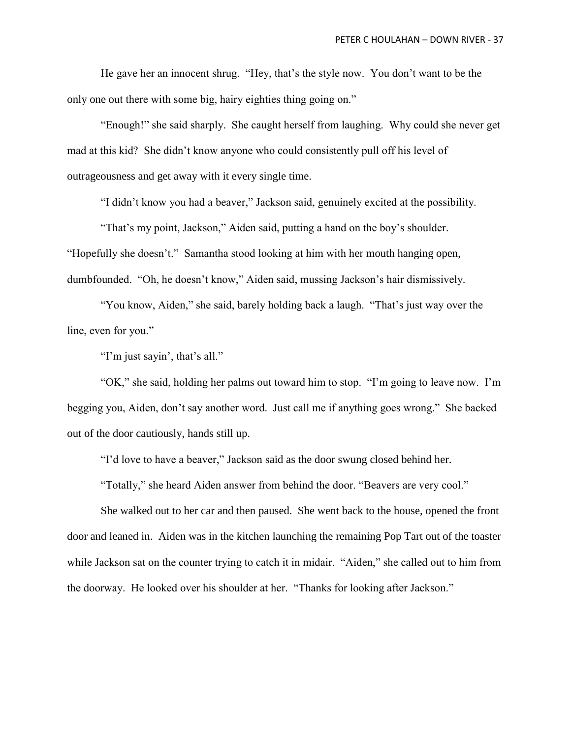He gave her an innocent shrug. "Hey, that's the style now. You don't want to be the only one out there with some big, hairy eighties thing going on."

"Enough!" she said sharply. She caught herself from laughing. Why could she never get mad at this kid? She didn't know anyone who could consistently pull off his level of outrageousness and get away with it every single time.

"I didn't know you had a beaver," Jackson said, genuinely excited at the possibility.

"That's my point, Jackson," Aiden said, putting a hand on the boy's shoulder. "Hopefully she doesn't." Samantha stood looking at him with her mouth hanging open, dumbfounded. "Oh, he doesn't know," Aiden said, mussing Jackson's hair dismissively.

"You know, Aiden," she said, barely holding back a laugh. "That's just way over the line, even for you."

"I'm just sayin', that's all."

"OK," she said, holding her palms out toward him to stop. "I'm going to leave now. I'm begging you, Aiden, don't say another word. Just call me if anything goes wrong." She backed out of the door cautiously, hands still up.

"I'd love to have a beaver," Jackson said as the door swung closed behind her.

"Totally," she heard Aiden answer from behind the door. "Beavers are very cool."

She walked out to her car and then paused. She went back to the house, opened the front door and leaned in. Aiden was in the kitchen launching the remaining Pop Tart out of the toaster while Jackson sat on the counter trying to catch it in midair. "Aiden," she called out to him from the doorway. He looked over his shoulder at her. "Thanks for looking after Jackson."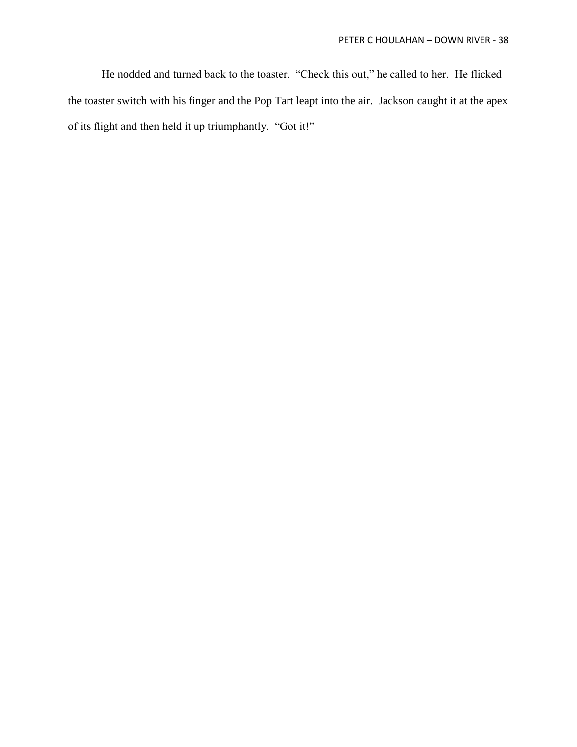He nodded and turned back to the toaster. "Check this out," he called to her. He flicked the toaster switch with his finger and the Pop Tart leapt into the air. Jackson caught it at the apex of its flight and then held it up triumphantly. "Got it!"